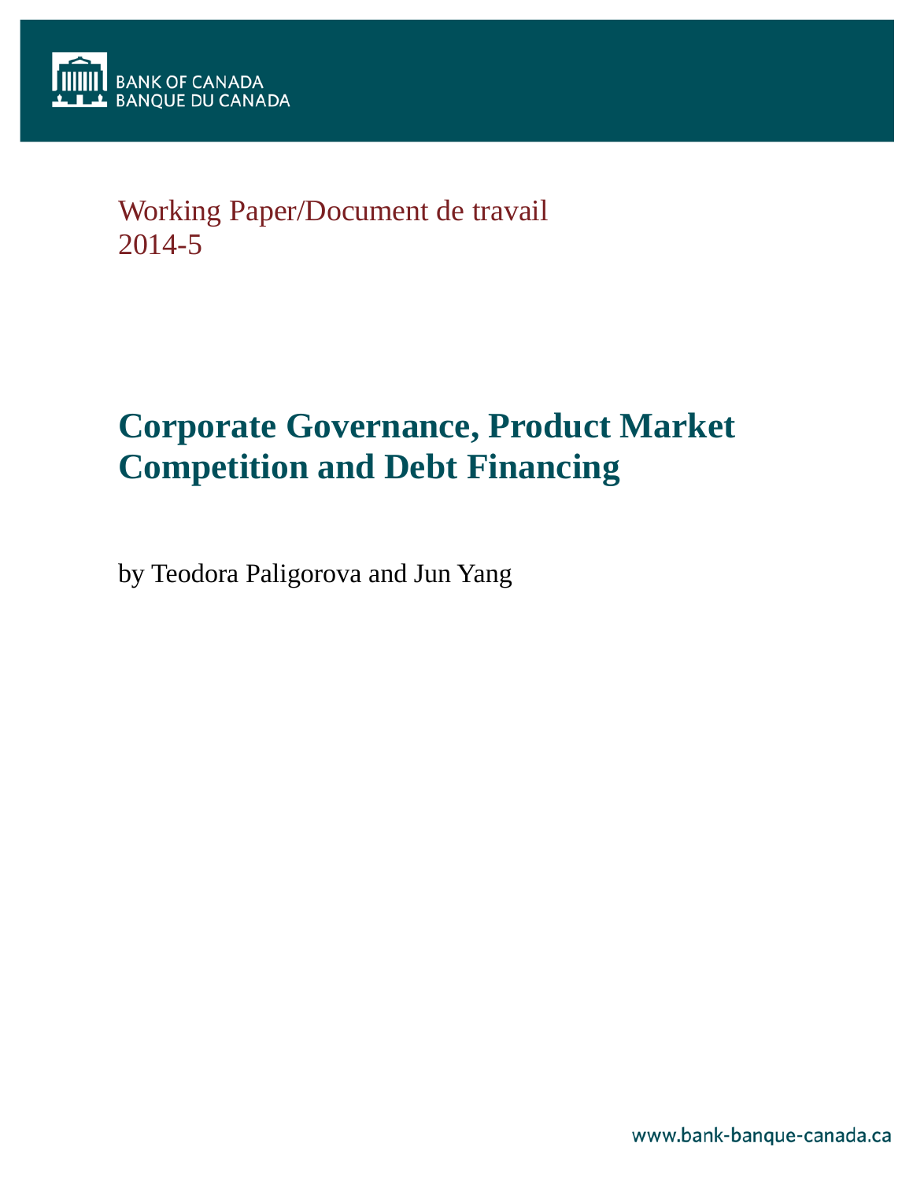BANK OF CANADA
BANQUE DU CANADA

Working Paper/Document de travail
2014-5

# Corporate Governance, Product Market Competition and Debt Financing

by Teodora Paligorova and Jun Yang

www.bank-banque-canada.ca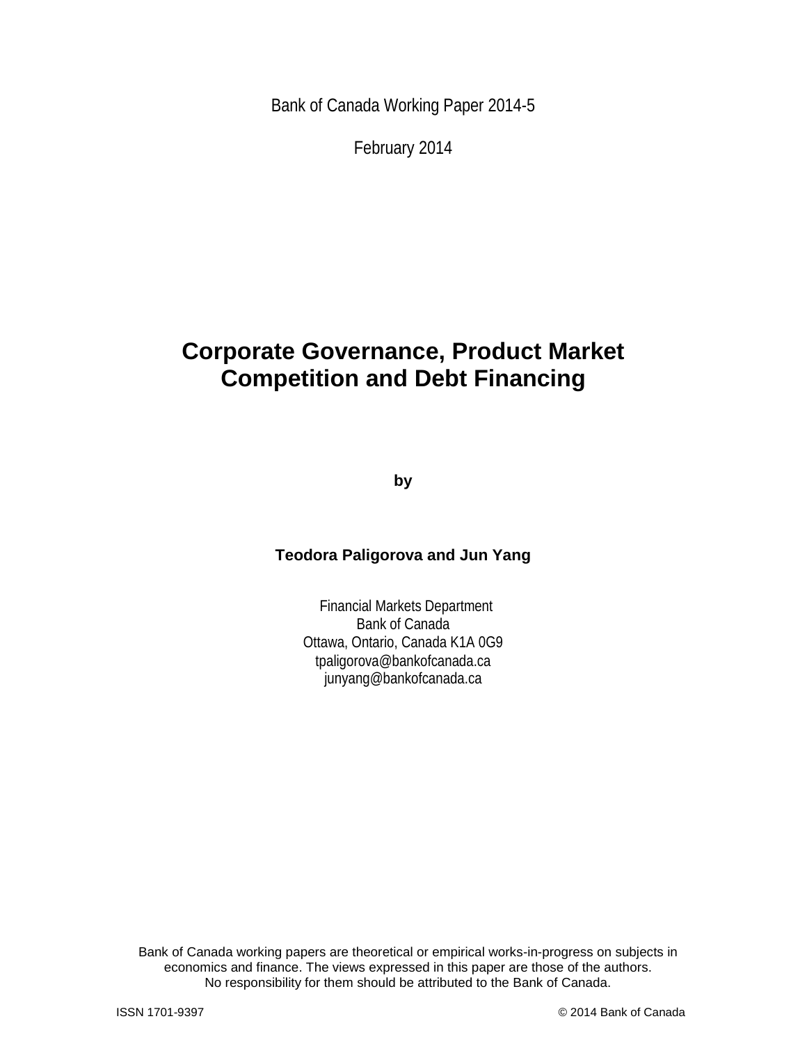Bank of Canada Working Paper 2014-5

February 2014

# Corporate Governance, Product Market Competition and Debt Financing

**by**

**Teodora Paligorova and Jun Yang**

Financial Markets Department
Bank of Canada
Ottawa, Ontario, Canada K1A 0G9
tpaligorova@bankofcanada.ca
junyang@bankofcanada.ca

Bank of Canada working papers are theoretical or empirical works-in-progress on subjects in economics and finance. The views expressed in this paper are those of the authors. No responsibility for them should be attributed to the Bank of Canada.

ISSN 1701-9397 © 2014 Bank of Canada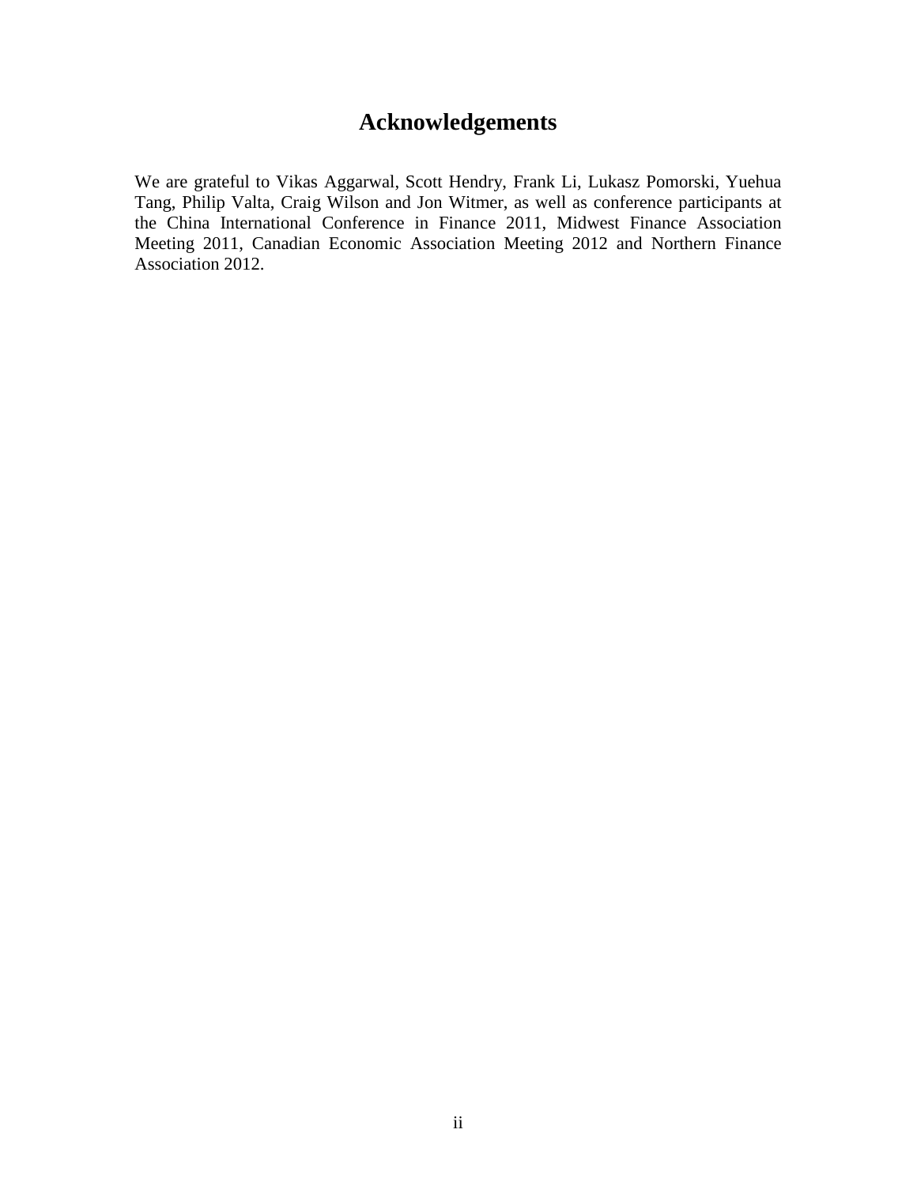# Acknowledgements

We are grateful to Vikas Aggarwal, Scott Hendry, Frank Li, Lukasz Pomorski, Yuehua Tang, Philip Valta, Craig Wilson and Jon Witmer, as well as conference participants at the China International Conference in Finance 2011, Midwest Finance Association Meeting 2011, Canadian Economic Association Meeting 2012 and Northern Finance Association 2012.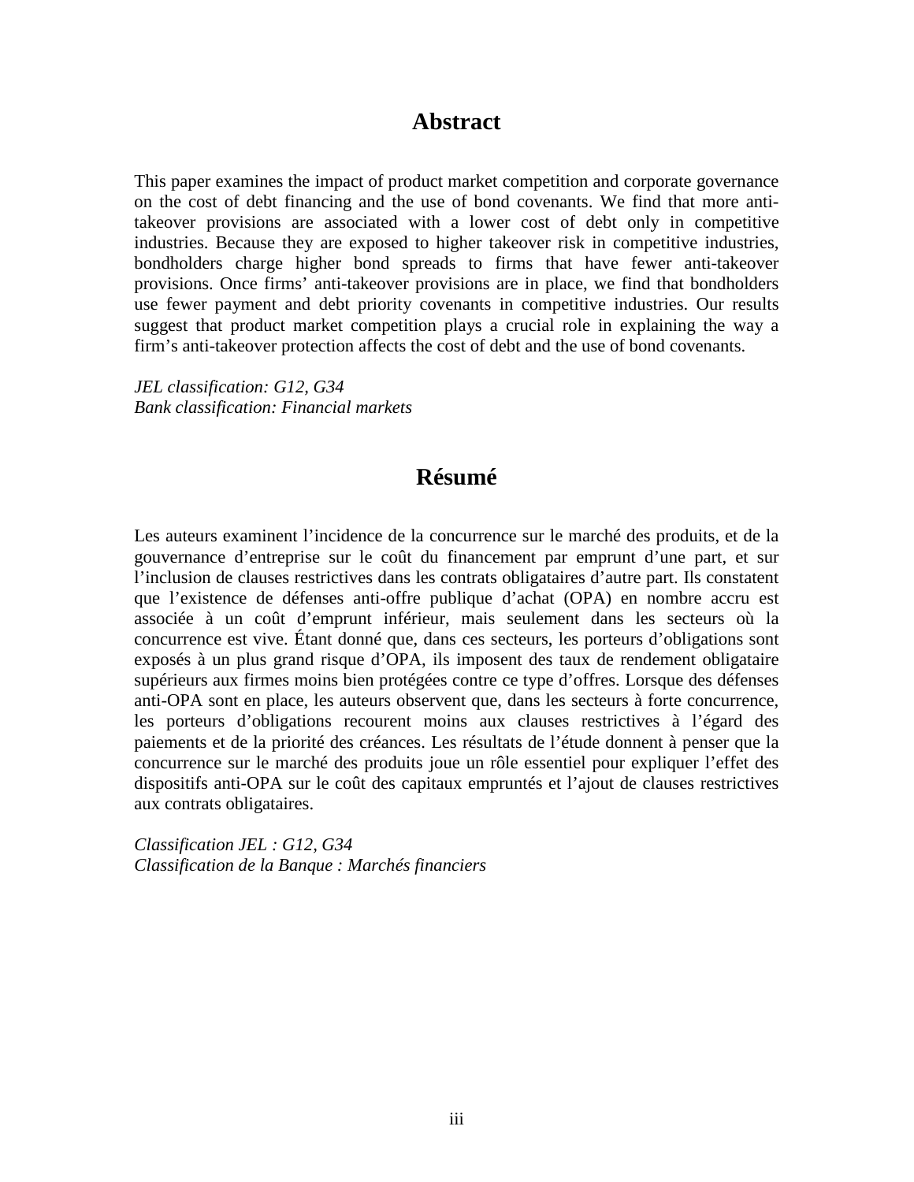## Abstract

This paper examines the impact of product market competition and corporate governance on the cost of debt financing and the use of bond covenants. We find that more anti-takeover provisions are associated with a lower cost of debt only in competitive industries. Because they are exposed to higher takeover risk in competitive industries, bondholders charge higher bond spreads to firms that have fewer anti-takeover provisions. Once firms' anti-takeover provisions are in place, we find that bondholders use fewer payment and debt priority covenants in competitive industries. Our results suggest that product market competition plays a crucial role in explaining the way a firm's anti-takeover protection affects the cost of debt and the use of bond covenants.

*JEL classification: G12, G34*
*Bank classification: Financial markets*

## Résumé

Les auteurs examinent l'incidence de la concurrence sur le marché des produits, et de la gouvernance d'entreprise sur le coût du financement par emprunt d'une part, et sur l'inclusion de clauses restrictives dans les contrats obligataires d'autre part. Ils constatent que l'existence de défenses anti-offre publique d'achat (OPA) en nombre accru est associée à un coût d'emprunt inférieur, mais seulement dans les secteurs où la concurrence est vive. Étant donné que, dans ces secteurs, les porteurs d'obligations sont exposés à un plus grand risque d'OPA, ils imposent des taux de rendement obligataire supérieurs aux firmes moins bien protégées contre ce type d'offres. Lorsque des défenses anti-OPA sont en place, les auteurs observent que, dans les secteurs à forte concurrence, les porteurs d'obligations recourent moins aux clauses restrictives à l'égard des paiements et de la priorité des créances. Les résultats de l'étude donnent à penser que la concurrence sur le marché des produits joue un rôle essentiel pour expliquer l'effet des dispositifs anti-OPA sur le coût des capitaux empruntés et l'ajout de clauses restrictives aux contrats obligataires.

*Classification JEL : G12, G34*
*Classification de la Banque : Marchés financiers*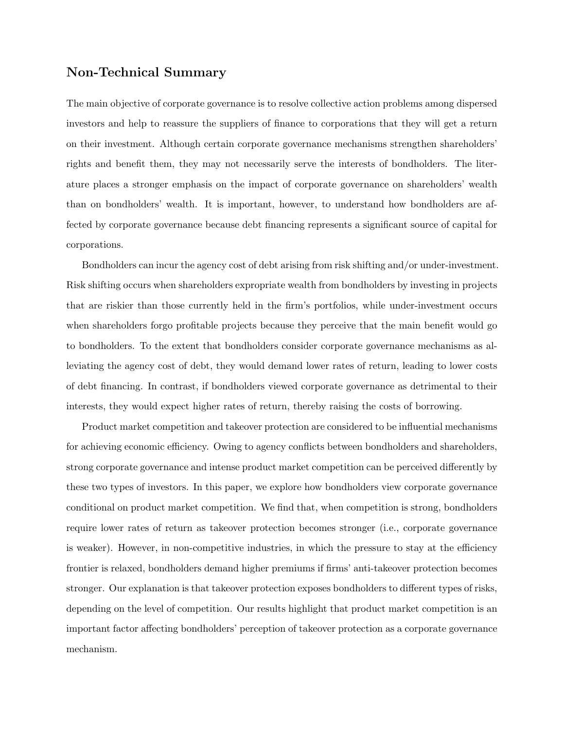## Non-Technical Summary

The main objective of corporate governance is to resolve collective action problems among dispersed investors and help to reassure the suppliers of finance to corporations that they will get a return on their investment. Although certain corporate governance mechanisms strengthen shareholders' rights and benefit them, they may not necessarily serve the interests of bondholders. The literature places a stronger emphasis on the impact of corporate governance on shareholders' wealth than on bondholders' wealth. It is important, however, to understand how bondholders are affected by corporate governance because debt financing represents a significant source of capital for corporations.

Bondholders can incur the agency cost of debt arising from risk shifting and/or under-investment. Risk shifting occurs when shareholders expropriate wealth from bondholders by investing in projects that are riskier than those currently held in the firm's portfolios, while under-investment occurs when shareholders forgo profitable projects because they perceive that the main benefit would go to bondholders. To the extent that bondholders consider corporate governance mechanisms as alleviating the agency cost of debt, they would demand lower rates of return, leading to lower costs of debt financing. In contrast, if bondholders viewed corporate governance as detrimental to their interests, they would expect higher rates of return, thereby raising the costs of borrowing.

Product market competition and takeover protection are considered to be influential mechanisms for achieving economic efficiency. Owing to agency conflicts between bondholders and shareholders, strong corporate governance and intense product market competition can be perceived differently by these two types of investors. In this paper, we explore how bondholders view corporate governance conditional on product market competition. We find that, when competition is strong, bondholders require lower rates of return as takeover protection becomes stronger (i.e., corporate governance is weaker). However, in non-competitive industries, in which the pressure to stay at the efficiency frontier is relaxed, bondholders demand higher premiums if firms' anti-takeover protection becomes stronger. Our explanation is that takeover protection exposes bondholders to different types of risks, depending on the level of competition. Our results highlight that product market competition is an important factor affecting bondholders' perception of takeover protection as a corporate governance mechanism.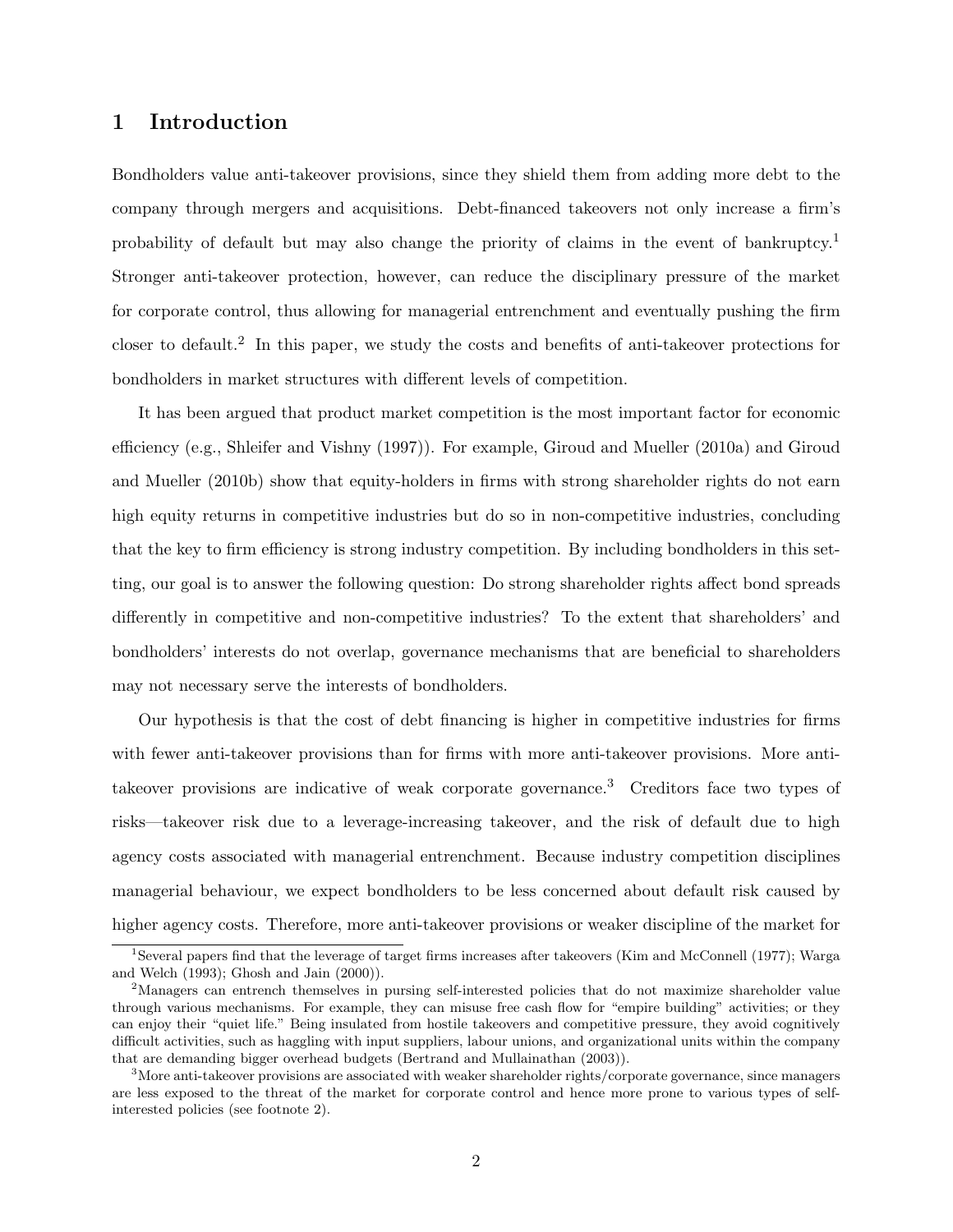# 1 Introduction

Bondholders value anti-takeover provisions, since they shield them from adding more debt to the company through mergers and acquisitions. Debt-financed takeovers not only increase a firm's probability of default but may also change the priority of claims in the event of bankruptcy.[1] Stronger anti-takeover protection, however, can reduce the disciplinary pressure of the market for corporate control, thus allowing for managerial entrenchment and eventually pushing the firm closer to default.[2] In this paper, we study the costs and benefits of anti-takeover protections for bondholders in market structures with different levels of competition.

It has been argued that product market competition is the most important factor for economic efficiency (e.g., Shleifer and Vishny (1997)). For example, Giroud and Mueller (2010a) and Giroud and Mueller (2010b) show that equity-holders in firms with strong shareholder rights do not earn high equity returns in competitive industries but do so in non-competitive industries, concluding that the key to firm efficiency is strong industry competition. By including bondholders in this setting, our goal is to answer the following question: Do strong shareholder rights affect bond spreads differently in competitive and non-competitive industries? To the extent that shareholders' and bondholders' interests do not overlap, governance mechanisms that are beneficial to shareholders may not necessary serve the interests of bondholders.

Our hypothesis is that the cost of debt financing is higher in competitive industries for firms with fewer anti-takeover provisions than for firms with more anti-takeover provisions. More anti-takeover provisions are indicative of weak corporate governance.[3] Creditors face two types of risks—takeover risk due to a leverage-increasing takeover, and the risk of default due to high agency costs associated with managerial entrenchment. Because industry competition disciplines managerial behaviour, we expect bondholders to be less concerned about default risk caused by higher agency costs. Therefore, more anti-takeover provisions or weaker discipline of the market for

[1] Several papers find that the leverage of target firms increases after takeovers (Kim and McConnell (1977); Warga and Welch (1993); Ghosh and Jain (2000)).

[2] Managers can entrench themselves in pursing self-interested policies that do not maximize shareholder value through various mechanisms. For example, they can misuse free cash flow for "empire building" activities; or they can enjoy their "quiet life." Being insulated from hostile takeovers and competitive pressure, they avoid cognitively difficult activities, such as haggling with input suppliers, labour unions, and organizational units within the company that are demanding bigger overhead budgets (Bertrand and Mullainathan (2003)).

[3] More anti-takeover provisions are associated with weaker shareholder rights/corporate governance, since managers are less exposed to the threat of the market for corporate control and hence more prone to various types of self-interested policies (see footnote 2).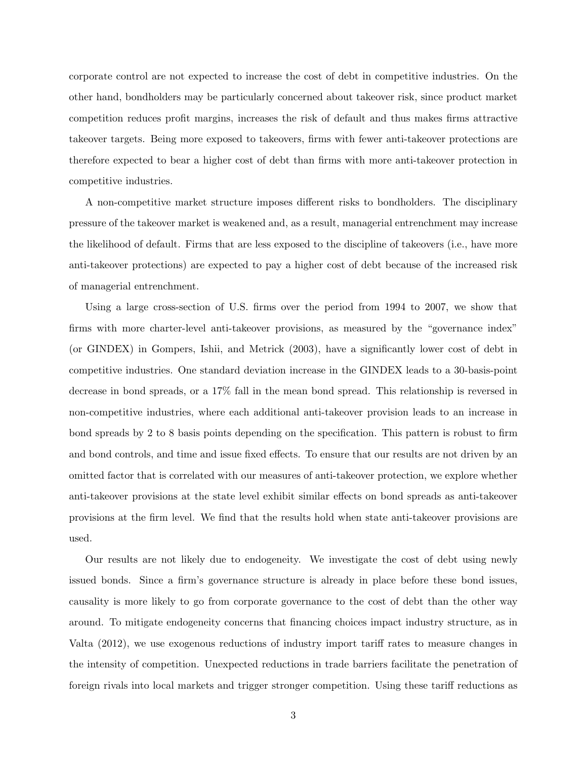corporate control are not expected to increase the cost of debt in competitive industries. On the other hand, bondholders may be particularly concerned about takeover risk, since product market competition reduces profit margins, increases the risk of default and thus makes firms attractive takeover targets. Being more exposed to takeovers, firms with fewer anti-takeover protections are therefore expected to bear a higher cost of debt than firms with more anti-takeover protection in competitive industries.

A non-competitive market structure imposes different risks to bondholders. The disciplinary pressure of the takeover market is weakened and, as a result, managerial entrenchment may increase the likelihood of default. Firms that are less exposed to the discipline of takeovers (i.e., have more anti-takeover protections) are expected to pay a higher cost of debt because of the increased risk of managerial entrenchment.

Using a large cross-section of U.S. firms over the period from 1994 to 2007, we show that firms with more charter-level anti-takeover provisions, as measured by the "governance index" (or GINDEX) in Gompers, Ishii, and Metrick (2003), have a significantly lower cost of debt in competitive industries. One standard deviation increase in the GINDEX leads to a 30-basis-point decrease in bond spreads, or a 17% fall in the mean bond spread. This relationship is reversed in non-competitive industries, where each additional anti-takeover provision leads to an increase in bond spreads by 2 to 8 basis points depending on the specification. This pattern is robust to firm and bond controls, and time and issue fixed effects. To ensure that our results are not driven by an omitted factor that is correlated with our measures of anti-takeover protection, we explore whether anti-takeover provisions at the state level exhibit similar effects on bond spreads as anti-takeover provisions at the firm level. We find that the results hold when state anti-takeover provisions are used.

Our results are not likely due to endogeneity. We investigate the cost of debt using newly issued bonds. Since a firm's governance structure is already in place before these bond issues, causality is more likely to go from corporate governance to the cost of debt than the other way around. To mitigate endogeneity concerns that financing choices impact industry structure, as in Valta (2012), we use exogenous reductions of industry import tariff rates to measure changes in the intensity of competition. Unexpected reductions in trade barriers facilitate the penetration of foreign rivals into local markets and trigger stronger competition. Using these tariff reductions as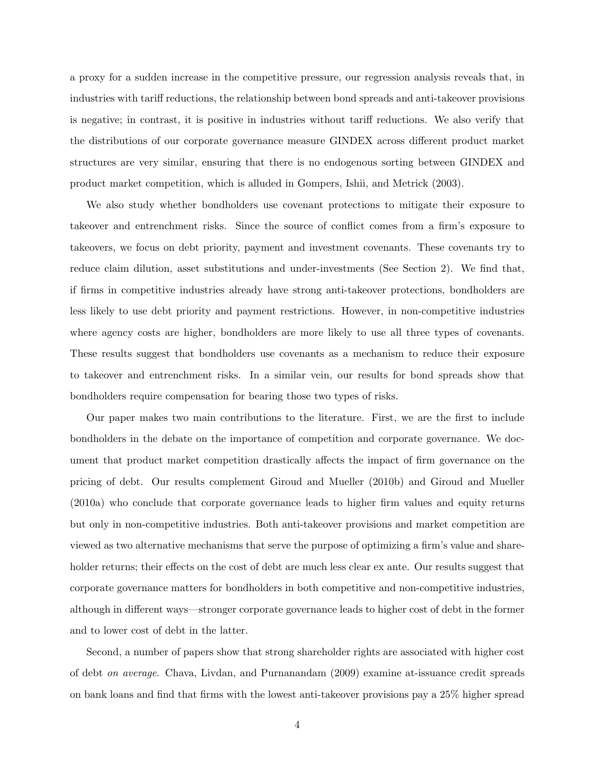a proxy for a sudden increase in the competitive pressure, our regression analysis reveals that, in industries with tariff reductions, the relationship between bond spreads and anti-takeover provisions is negative; in contrast, it is positive in industries without tariff reductions. We also verify that the distributions of our corporate governance measure GINDEX across different product market structures are very similar, ensuring that there is no endogenous sorting between GINDEX and product market competition, which is alluded in Gompers, Ishii, and Metrick (2003).

We also study whether bondholders use covenant protections to mitigate their exposure to takeover and entrenchment risks. Since the source of conflict comes from a firm's exposure to takeovers, we focus on debt priority, payment and investment covenants. These covenants try to reduce claim dilution, asset substitutions and under-investments (See Section 2). We find that, if firms in competitive industries already have strong anti-takeover protections, bondholders are less likely to use debt priority and payment restrictions. However, in non-competitive industries where agency costs are higher, bondholders are more likely to use all three types of covenants. These results suggest that bondholders use covenants as a mechanism to reduce their exposure to takeover and entrenchment risks. In a similar vein, our results for bond spreads show that bondholders require compensation for bearing those two types of risks.

Our paper makes two main contributions to the literature. First, we are the first to include bondholders in the debate on the importance of competition and corporate governance. We document that product market competition drastically affects the impact of firm governance on the pricing of debt. Our results complement Giroud and Mueller (2010b) and Giroud and Mueller (2010a) who conclude that corporate governance leads to higher firm values and equity returns but only in non-competitive industries. Both anti-takeover provisions and market competition are viewed as two alternative mechanisms that serve the purpose of optimizing a firm's value and shareholder returns; their effects on the cost of debt are much less clear ex ante. Our results suggest that corporate governance matters for bondholders in both competitive and non-competitive industries, although in different ways—stronger corporate governance leads to higher cost of debt in the former and to lower cost of debt in the latter.

Second, a number of papers show that strong shareholder rights are associated with higher cost of debt *on average*. Chava, Livdan, and Purnanandam (2009) examine at-issuance credit spreads on bank loans and find that firms with the lowest anti-takeover provisions pay a 25% higher spread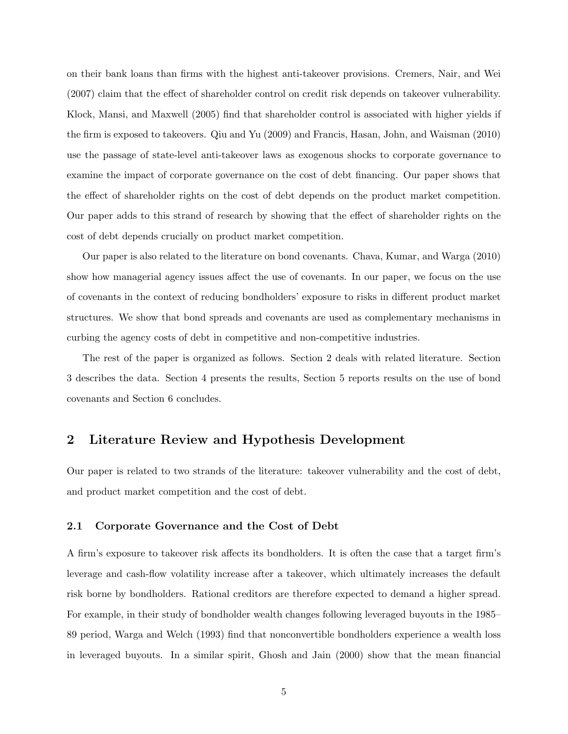on their bank loans than firms with the highest anti-takeover provisions. Cremers, Nair, and Wei (2007) claim that the effect of shareholder control on credit risk depends on takeover vulnerability. Klock, Mansi, and Maxwell (2005) find that shareholder control is associated with higher yields if the firm is exposed to takeovers. Qiu and Yu (2009) and Francis, Hasan, John, and Waisman (2010) use the passage of state-level anti-takeover laws as exogenous shocks to corporate governance to examine the impact of corporate governance on the cost of debt financing. Our paper shows that the effect of shareholder rights on the cost of debt depends on the product market competition. Our paper adds to this strand of research by showing that the effect of shareholder rights on the cost of debt depends crucially on product market competition.

Our paper is also related to the literature on bond covenants. Chava, Kumar, and Warga (2010) show how managerial agency issues affect the use of covenants. In our paper, we focus on the use of covenants in the context of reducing bondholders' exposure to risks in different product market structures. We show that bond spreads and covenants are used as complementary mechanisms in curbing the agency costs of debt in competitive and non-competitive industries.

The rest of the paper is organized as follows. Section 2 deals with related literature. Section 3 describes the data. Section 4 presents the results, Section 5 reports results on the use of bond covenants and Section 6 concludes.

## 2 Literature Review and Hypothesis Development

Our paper is related to two strands of the literature: takeover vulnerability and the cost of debt, and product market competition and the cost of debt.

### 2.1 Corporate Governance and the Cost of Debt

A firm's exposure to takeover risk affects its bondholders. It is often the case that a target firm's leverage and cash-flow volatility increase after a takeover, which ultimately increases the default risk borne by bondholders. Rational creditors are therefore expected to demand a higher spread. For example, in their study of bondholder wealth changes following leveraged buyouts in the 1985–89 period, Warga and Welch (1993) find that nonconvertible bondholders experience a wealth loss in leveraged buyouts. In a similar spirit, Ghosh and Jain (2000) show that the mean financial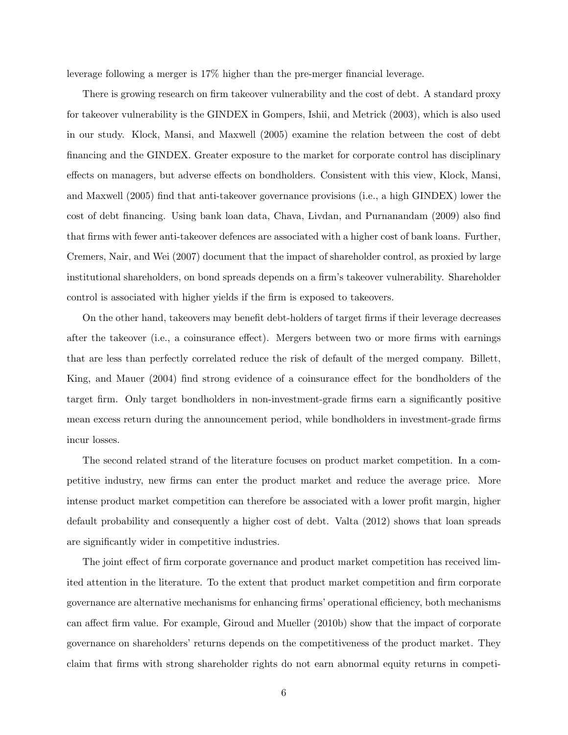leverage following a merger is 17% higher than the pre-merger financial leverage.

There is growing research on firm takeover vulnerability and the cost of debt. A standard proxy for takeover vulnerability is the GINDEX in Gompers, Ishii, and Metrick (2003), which is also used in our study. Klock, Mansi, and Maxwell (2005) examine the relation between the cost of debt financing and the GINDEX. Greater exposure to the market for corporate control has disciplinary effects on managers, but adverse effects on bondholders. Consistent with this view, Klock, Mansi, and Maxwell (2005) find that anti-takeover governance provisions (i.e., a high GINDEX) lower the cost of debt financing. Using bank loan data, Chava, Livdan, and Purnanandam (2009) also find that firms with fewer anti-takeover defences are associated with a higher cost of bank loans. Further, Cremers, Nair, and Wei (2007) document that the impact of shareholder control, as proxied by large institutional shareholders, on bond spreads depends on a firm's takeover vulnerability. Shareholder control is associated with higher yields if the firm is exposed to takeovers.

On the other hand, takeovers may benefit debt-holders of target firms if their leverage decreases after the takeover (i.e., a coinsurance effect). Mergers between two or more firms with earnings that are less than perfectly correlated reduce the risk of default of the merged company. Billett, King, and Mauer (2004) find strong evidence of a coinsurance effect for the bondholders of the target firm. Only target bondholders in non-investment-grade firms earn a significantly positive mean excess return during the announcement period, while bondholders in investment-grade firms incur losses.

The second related strand of the literature focuses on product market competition. In a competitive industry, new firms can enter the product market and reduce the average price. More intense product market competition can therefore be associated with a lower profit margin, higher default probability and consequently a higher cost of debt. Valta (2012) shows that loan spreads are significantly wider in competitive industries.

The joint effect of firm corporate governance and product market competition has received limited attention in the literature. To the extent that product market competition and firm corporate governance are alternative mechanisms for enhancing firms' operational efficiency, both mechanisms can affect firm value. For example, Giroud and Mueller (2010b) show that the impact of corporate governance on shareholders' returns depends on the competitiveness of the product market. They claim that firms with strong shareholder rights do not earn abnormal equity returns in competi-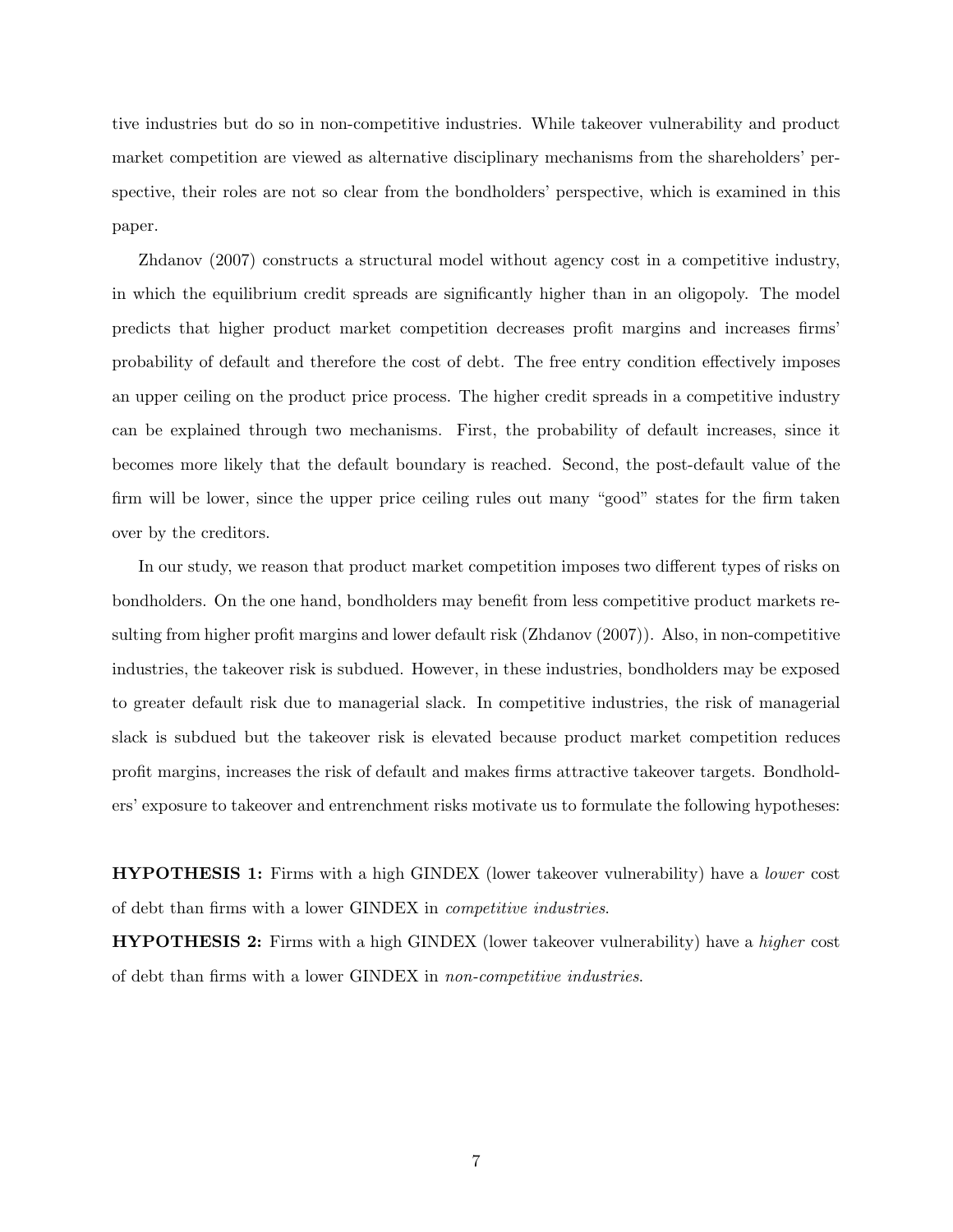tive industries but do so in non-competitive industries. While takeover vulnerability and product market competition are viewed as alternative disciplinary mechanisms from the shareholders' perspective, their roles are not so clear from the bondholders' perspective, which is examined in this paper.

Zhdanov (2007) constructs a structural model without agency cost in a competitive industry, in which the equilibrium credit spreads are significantly higher than in an oligopoly. The model predicts that higher product market competition decreases profit margins and increases firms' probability of default and therefore the cost of debt. The free entry condition effectively imposes an upper ceiling on the product price process. The higher credit spreads in a competitive industry can be explained through two mechanisms. First, the probability of default increases, since it becomes more likely that the default boundary is reached. Second, the post-default value of the firm will be lower, since the upper price ceiling rules out many "good" states for the firm taken over by the creditors.

In our study, we reason that product market competition imposes two different types of risks on bondholders. On the one hand, bondholders may benefit from less competitive product markets resulting from higher profit margins and lower default risk (Zhdanov (2007)). Also, in non-competitive industries, the takeover risk is subdued. However, in these industries, bondholders may be exposed to greater default risk due to managerial slack. In competitive industries, the risk of managerial slack is subdued but the takeover risk is elevated because product market competition reduces profit margins, increases the risk of default and makes firms attractive takeover targets. Bondholders' exposure to takeover and entrenchment risks motivate us to formulate the following hypotheses:

**HYPOTHESIS 1:** Firms with a high GINDEX (lower takeover vulnerability) have a *lower* cost of debt than firms with a lower GINDEX in *competitive industries*.

**HYPOTHESIS 2:** Firms with a high GINDEX (lower takeover vulnerability) have a *higher* cost of debt than firms with a lower GINDEX in *non-competitive industries*.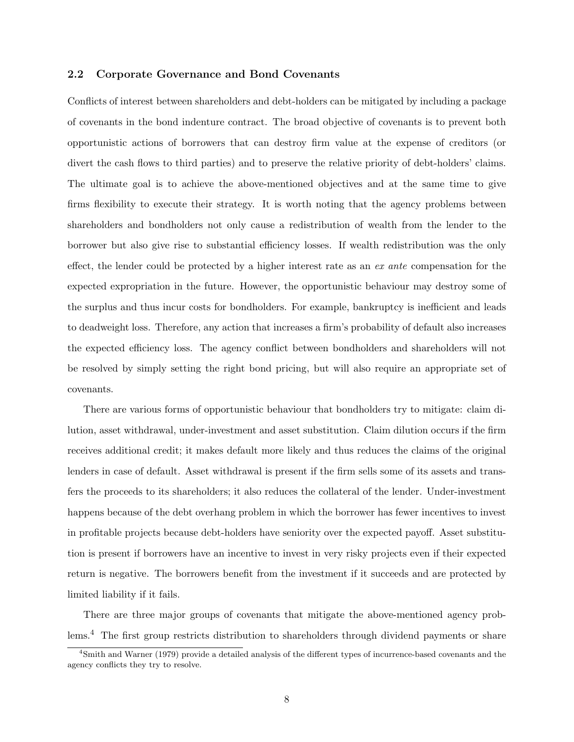## 2.2 Corporate Governance and Bond Covenants

Conflicts of interest between shareholders and debt-holders can be mitigated by including a package of covenants in the bond indenture contract. The broad objective of covenants is to prevent both opportunistic actions of borrowers that can destroy firm value at the expense of creditors (or divert the cash flows to third parties) and to preserve the relative priority of debt-holders' claims. The ultimate goal is to achieve the above-mentioned objectives and at the same time to give firms flexibility to execute their strategy. It is worth noting that the agency problems between shareholders and bondholders not only cause a redistribution of wealth from the lender to the borrower but also give rise to substantial efficiency losses. If wealth redistribution was the only effect, the lender could be protected by a higher interest rate as an *ex ante* compensation for the expected expropriation in the future. However, the opportunistic behaviour may destroy some of the surplus and thus incur costs for bondholders. For example, bankruptcy is inefficient and leads to deadweight loss. Therefore, any action that increases a firm's probability of default also increases the expected efficiency loss. The agency conflict between bondholders and shareholders will not be resolved by simply setting the right bond pricing, but will also require an appropriate set of covenants.

There are various forms of opportunistic behaviour that bondholders try to mitigate: claim dilution, asset withdrawal, under-investment and asset substitution. Claim dilution occurs if the firm receives additional credit; it makes default more likely and thus reduces the claims of the original lenders in case of default. Asset withdrawal is present if the firm sells some of its assets and transfers the proceeds to its shareholders; it also reduces the collateral of the lender. Under-investment happens because of the debt overhang problem in which the borrower has fewer incentives to invest in profitable projects because debt-holders have seniority over the expected payoff. Asset substitution is present if borrowers have an incentive to invest in very risky projects even if their expected return is negative. The borrowers benefit from the investment if it succeeds and are protected by limited liability if it fails.

There are three major groups of covenants that mitigate the above-mentioned agency problems.[4] The first group restricts distribution to shareholders through dividend payments or share

[4] Smith and Warner (1979) provide a detailed analysis of the different types of incurrence-based covenants and the agency conflicts they try to resolve.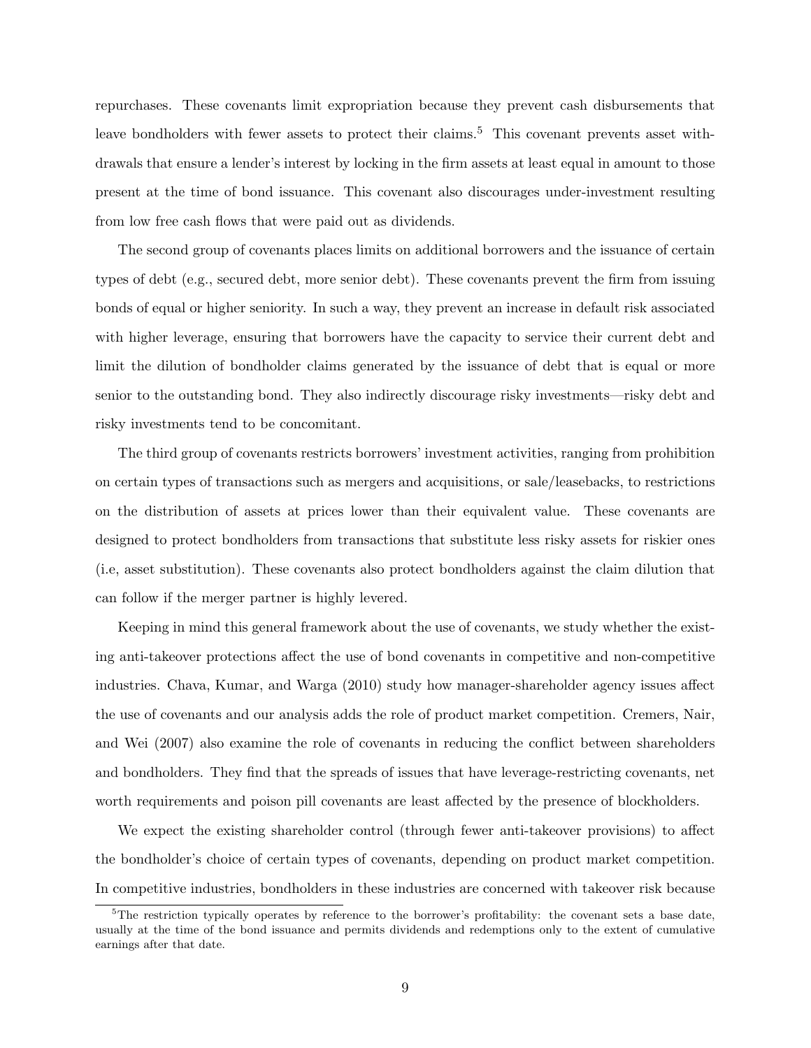repurchases. These covenants limit expropriation because they prevent cash disbursements that leave bondholders with fewer assets to protect their claims.[5] This covenant prevents asset withdrawals that ensure a lender's interest by locking in the firm assets at least equal in amount to those present at the time of bond issuance. This covenant also discourages under-investment resulting from low free cash flows that were paid out as dividends.

The second group of covenants places limits on additional borrowers and the issuance of certain types of debt (e.g., secured debt, more senior debt). These covenants prevent the firm from issuing bonds of equal or higher seniority. In such a way, they prevent an increase in default risk associated with higher leverage, ensuring that borrowers have the capacity to service their current debt and limit the dilution of bondholder claims generated by the issuance of debt that is equal or more senior to the outstanding bond. They also indirectly discourage risky investments—risky debt and risky investments tend to be concomitant.

The third group of covenants restricts borrowers' investment activities, ranging from prohibition on certain types of transactions such as mergers and acquisitions, or sale/leasebacks, to restrictions on the distribution of assets at prices lower than their equivalent value. These covenants are designed to protect bondholders from transactions that substitute less risky assets for riskier ones (i.e, asset substitution). These covenants also protect bondholders against the claim dilution that can follow if the merger partner is highly levered.

Keeping in mind this general framework about the use of covenants, we study whether the existing anti-takeover protections affect the use of bond covenants in competitive and non-competitive industries. Chava, Kumar, and Warga (2010) study how manager-shareholder agency issues affect the use of covenants and our analysis adds the role of product market competition. Cremers, Nair, and Wei (2007) also examine the role of covenants in reducing the conflict between shareholders and bondholders. They find that the spreads of issues that have leverage-restricting covenants, net worth requirements and poison pill covenants are least affected by the presence of blockholders.

We expect the existing shareholder control (through fewer anti-takeover provisions) to affect the bondholder's choice of certain types of covenants, depending on product market competition. In competitive industries, bondholders in these industries are concerned with takeover risk because

[5] The restriction typically operates by reference to the borrower's profitability: the covenant sets a base date, usually at the time of the bond issuance and permits dividends and redemptions only to the extent of cumulative earnings after that date.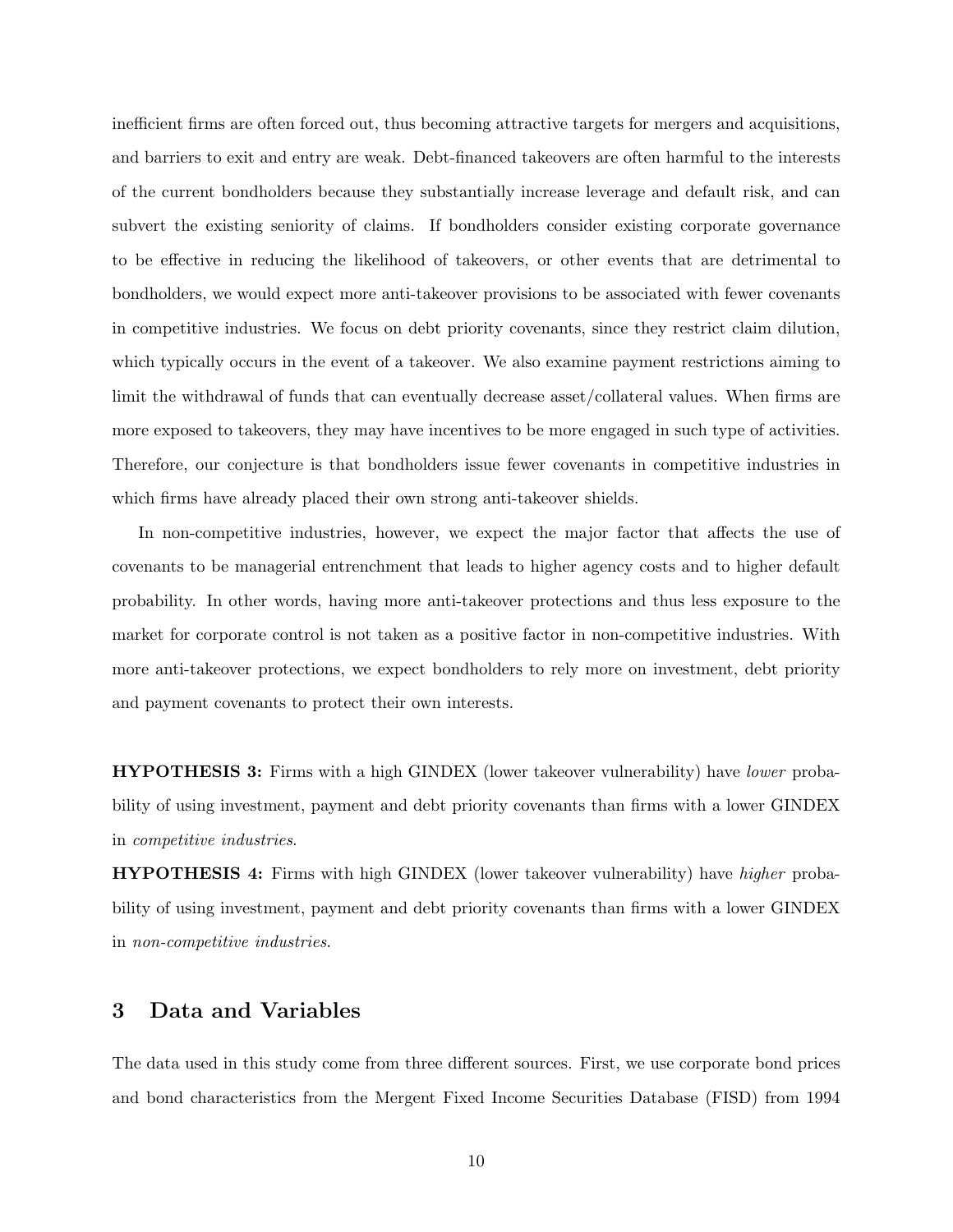inefficient firms are often forced out, thus becoming attractive targets for mergers and acquisitions, and barriers to exit and entry are weak. Debt-financed takeovers are often harmful to the interests of the current bondholders because they substantially increase leverage and default risk, and can subvert the existing seniority of claims. If bondholders consider existing corporate governance to be effective in reducing the likelihood of takeovers, or other events that are detrimental to bondholders, we would expect more anti-takeover provisions to be associated with fewer covenants in competitive industries. We focus on debt priority covenants, since they restrict claim dilution, which typically occurs in the event of a takeover. We also examine payment restrictions aiming to limit the withdrawal of funds that can eventually decrease asset/collateral values. When firms are more exposed to takeovers, they may have incentives to be more engaged in such type of activities. Therefore, our conjecture is that bondholders issue fewer covenants in competitive industries in which firms have already placed their own strong anti-takeover shields.

In non-competitive industries, however, we expect the major factor that affects the use of covenants to be managerial entrenchment that leads to higher agency costs and to higher default probability. In other words, having more anti-takeover protections and thus less exposure to the market for corporate control is not taken as a positive factor in non-competitive industries. With more anti-takeover protections, we expect bondholders to rely more on investment, debt priority and payment covenants to protect their own interests.

**HYPOTHESIS 3:** Firms with a high GINDEX (lower takeover vulnerability) have *lower* probability of using investment, payment and debt priority covenants than firms with a lower GINDEX in *competitive industries*.

**HYPOTHESIS 4:** Firms with high GINDEX (lower takeover vulnerability) have *higher* probability of using investment, payment and debt priority covenants than firms with a lower GINDEX in *non-competitive industries*.

# 3 Data and Variables

The data used in this study come from three different sources. First, we use corporate bond prices and bond characteristics from the Mergent Fixed Income Securities Database (FISD) from 1994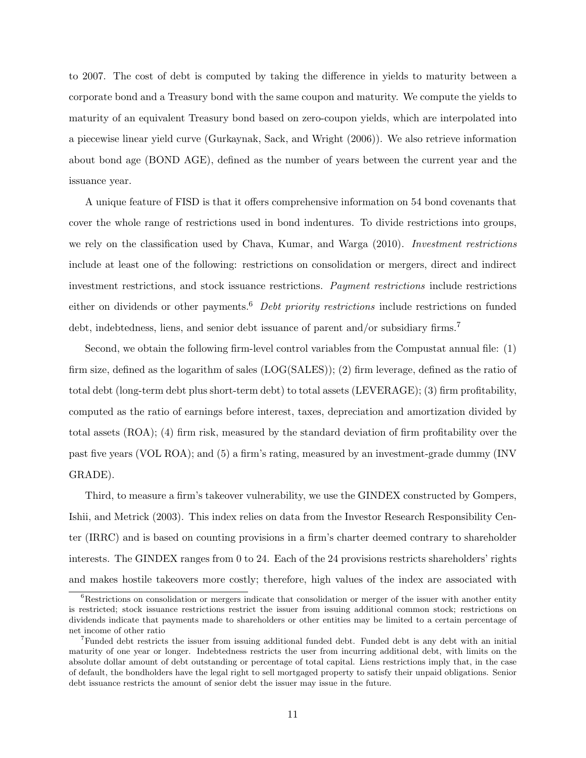to 2007. The cost of debt is computed by taking the difference in yields to maturity between a corporate bond and a Treasury bond with the same coupon and maturity. We compute the yields to maturity of an equivalent Treasury bond based on zero-coupon yields, which are interpolated into a piecewise linear yield curve (Gurkaynak, Sack, and Wright (2006)). We also retrieve information about bond age (BOND AGE), defined as the number of years between the current year and the issuance year.

A unique feature of FISD is that it offers comprehensive information on 54 bond covenants that cover the whole range of restrictions used in bond indentures. To divide restrictions into groups, we rely on the classification used by Chava, Kumar, and Warga (2010). *Investment restrictions* include at least one of the following: restrictions on consolidation or mergers, direct and indirect investment restrictions, and stock issuance restrictions. *Payment restrictions* include restrictions either on dividends or other payments.[6] *Debt priority restrictions* include restrictions on funded debt, indebtedness, liens, and senior debt issuance of parent and/or subsidiary firms.[7]

Second, we obtain the following firm-level control variables from the Compustat annual file: (1) firm size, defined as the logarithm of sales (LOG(SALES)); (2) firm leverage, defined as the ratio of total debt (long-term debt plus short-term debt) to total assets (LEVERAGE); (3) firm profitability, computed as the ratio of earnings before interest, taxes, depreciation and amortization divided by total assets (ROA); (4) firm risk, measured by the standard deviation of firm profitability over the past five years (VOL ROA); and (5) a firm's rating, measured by an investment-grade dummy (INV GRADE).

Third, to measure a firm's takeover vulnerability, we use the GINDEX constructed by Gompers, Ishii, and Metrick (2003). This index relies on data from the Investor Research Responsibility Center (IRRC) and is based on counting provisions in a firm's charter deemed contrary to shareholder interests. The GINDEX ranges from 0 to 24. Each of the 24 provisions restricts shareholders' rights and makes hostile takeovers more costly; therefore, high values of the index are associated with

[6] Restrictions on consolidation or mergers indicate that consolidation or merger of the issuer with another entity is restricted; stock issuance restrictions restrict the issuer from issuing additional common stock; restrictions on dividends indicate that payments made to shareholders or other entities may be limited to a certain percentage of net income of other ratio

[7] Funded debt restricts the issuer from issuing additional funded debt. Funded debt is any debt with an initial maturity of one year or longer. Indebtedness restricts the user from incurring additional debt, with limits on the absolute dollar amount of debt outstanding or percentage of total capital. Liens restrictions imply that, in the case of default, the bondholders have the legal right to sell mortgaged property to satisfy their unpaid obligations. Senior debt issuance restricts the amount of senior debt the issuer may issue in the future.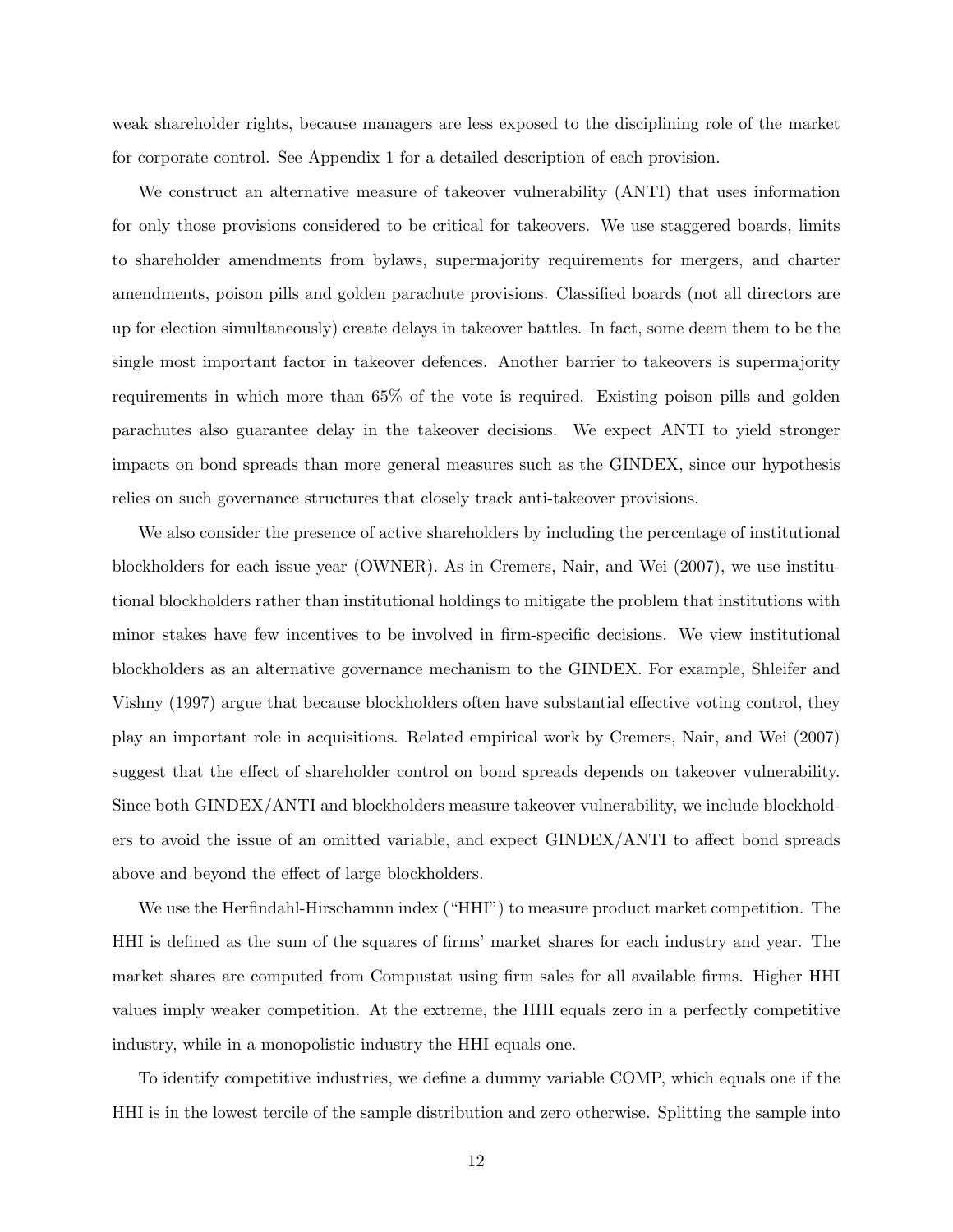weak shareholder rights, because managers are less exposed to the disciplining role of the market for corporate control. See Appendix 1 for a detailed description of each provision.

We construct an alternative measure of takeover vulnerability (ANTI) that uses information for only those provisions considered to be critical for takeovers. We use staggered boards, limits to shareholder amendments from bylaws, supermajority requirements for mergers, and charter amendments, poison pills and golden parachute provisions. Classified boards (not all directors are up for election simultaneously) create delays in takeover battles. In fact, some deem them to be the single most important factor in takeover defences. Another barrier to takeovers is supermajority requirements in which more than 65% of the vote is required. Existing poison pills and golden parachutes also guarantee delay in the takeover decisions. We expect ANTI to yield stronger impacts on bond spreads than more general measures such as the GINDEX, since our hypothesis relies on such governance structures that closely track anti-takeover provisions.

We also consider the presence of active shareholders by including the percentage of institutional blockholders for each issue year (OWNER). As in Cremers, Nair, and Wei (2007), we use institutional blockholders rather than institutional holdings to mitigate the problem that institutions with minor stakes have few incentives to be involved in firm-specific decisions. We view institutional blockholders as an alternative governance mechanism to the GINDEX. For example, Shleifer and Vishny (1997) argue that because blockholders often have substantial effective voting control, they play an important role in acquisitions. Related empirical work by Cremers, Nair, and Wei (2007) suggest that the effect of shareholder control on bond spreads depends on takeover vulnerability. Since both GINDEX/ANTI and blockholders measure takeover vulnerability, we include blockholders to avoid the issue of an omitted variable, and expect GINDEX/ANTI to affect bond spreads above and beyond the effect of large blockholders.

We use the Herfindahl-Hirschamnn index ("HHI") to measure product market competition. The HHI is defined as the sum of the squares of firms' market shares for each industry and year. The market shares are computed from Compustat using firm sales for all available firms. Higher HHI values imply weaker competition. At the extreme, the HHI equals zero in a perfectly competitive industry, while in a monopolistic industry the HHI equals one.

To identify competitive industries, we define a dummy variable COMP, which equals one if the HHI is in the lowest tercile of the sample distribution and zero otherwise. Splitting the sample into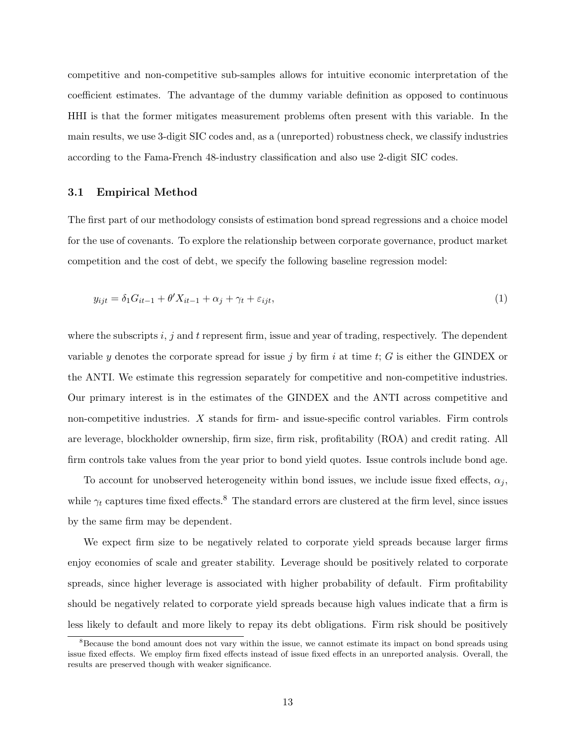competitive and non-competitive sub-samples allows for intuitive economic interpretation of the coefficient estimates. The advantage of the dummy variable definition as opposed to continuous HHI is that the former mitigates measurement problems often present with this variable. In the main results, we use 3-digit SIC codes and, as a (unreported) robustness check, we classify industries according to the Fama-French 48-industry classification and also use 2-digit SIC codes.

### 3.1 Empirical Method

The first part of our methodology consists of estimation bond spread regressions and a choice model for the use of covenants. To explore the relationship between corporate governance, product market competition and the cost of debt, we specify the following baseline regression model:

$$y_{ijt} = \delta_1 G_{it-1} + \theta' X_{it-1} + \alpha_j + \gamma_t + \varepsilon_{ijt}, \tag{1}$$

where the subscripts $i$, $j$ and $t$ represent firm, issue and year of trading, respectively. The dependent variable $y$ denotes the corporate spread for issue $j$ by firm $i$ at time $t$; $G$ is either the GINDEX or the ANTI. We estimate this regression separately for competitive and non-competitive industries. Our primary interest is in the estimates of the GINDEX and the ANTI across competitive and non-competitive industries. $X$ stands for firm- and issue-specific control variables. Firm controls are leverage, blockholder ownership, firm size, firm risk, profitability (ROA) and credit rating. All firm controls take values from the year prior to bond yield quotes. Issue controls include bond age.

To account for unobserved heterogeneity within bond issues, we include issue fixed effects, $\alpha_j$, while $\gamma_t$ captures time fixed effects.[8] The standard errors are clustered at the firm level, since issues by the same firm may be dependent.

We expect firm size to be negatively related to corporate yield spreads because larger firms enjoy economies of scale and greater stability. Leverage should be positively related to corporate spreads, since higher leverage is associated with higher probability of default. Firm profitability should be negatively related to corporate yield spreads because high values indicate that a firm is less likely to default and more likely to repay its debt obligations. Firm risk should be positively

[8]Because the bond amount does not vary within the issue, we cannot estimate its impact on bond spreads using issue fixed effects. We employ firm fixed effects instead of issue fixed effects in an unreported analysis. Overall, the results are preserved though with weaker significance.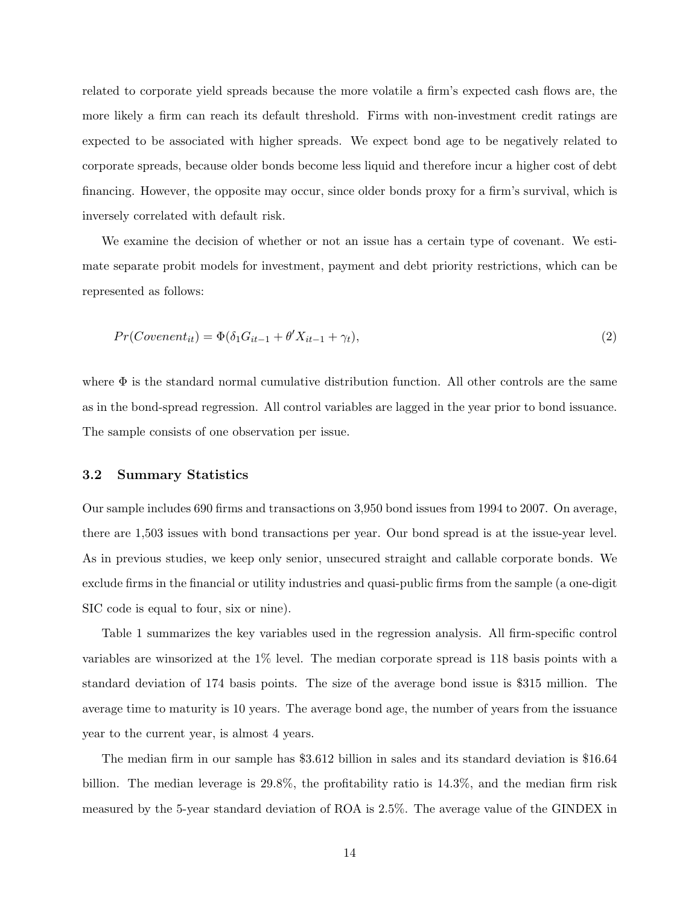related to corporate yield spreads because the more volatile a firm's expected cash flows are, the more likely a firm can reach its default threshold. Firms with non-investment credit ratings are expected to be associated with higher spreads. We expect bond age to be negatively related to corporate spreads, because older bonds become less liquid and therefore incur a higher cost of debt financing. However, the opposite may occur, since older bonds proxy for a firm's survival, which is inversely correlated with default risk.

We examine the decision of whether or not an issue has a certain type of covenant. We estimate separate probit models for investment, payment and debt priority restrictions, which can be represented as follows:

$$Pr(Covenent_{it}) = \Phi(\delta_1 G_{it-1} + \theta' X_{it-1} + \gamma_t), \tag{2}$$

where $\Phi$ is the standard normal cumulative distribution function. All other controls are the same as in the bond-spread regression. All control variables are lagged in the year prior to bond issuance. The sample consists of one observation per issue.

### 3.2 Summary Statistics

Our sample includes 690 firms and transactions on 3,950 bond issues from 1994 to 2007. On average, there are 1,503 issues with bond transactions per year. Our bond spread is at the issue-year level. As in previous studies, we keep only senior, unsecured straight and callable corporate bonds. We exclude firms in the financial or utility industries and quasi-public firms from the sample (a one-digit SIC code is equal to four, six or nine).

Table 1 summarizes the key variables used in the regression analysis. All firm-specific control variables are winsorized at the 1% level. The median corporate spread is 118 basis points with a standard deviation of 174 basis points. The size of the average bond issue is $315 million. The average time to maturity is 10 years. The average bond age, the number of years from the issuance year to the current year, is almost 4 years.

The median firm in our sample has $3.612 billion in sales and its standard deviation is $16.64 billion. The median leverage is 29.8%, the profitability ratio is 14.3%, and the median firm risk measured by the 5-year standard deviation of ROA is 2.5%. The average value of the GINDEX in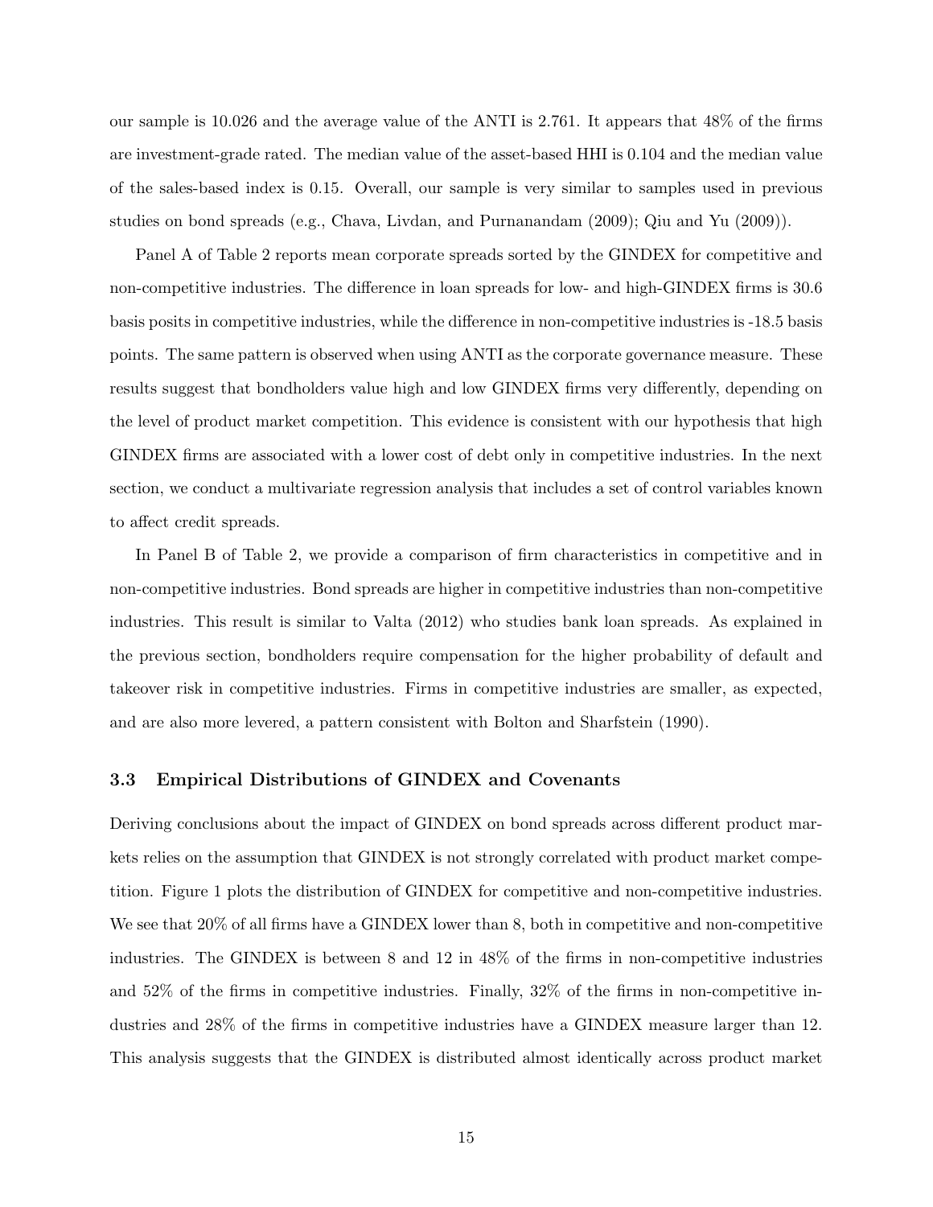our sample is 10.026 and the average value of the ANTI is 2.761. It appears that 48% of the firms are investment-grade rated. The median value of the asset-based HHI is 0.104 and the median value of the sales-based index is 0.15. Overall, our sample is very similar to samples used in previous studies on bond spreads (e.g., Chava, Livdan, and Purnanandam (2009); Qiu and Yu (2009)).

Panel A of Table 2 reports mean corporate spreads sorted by the GINDEX for competitive and non-competitive industries. The difference in loan spreads for low- and high-GINDEX firms is 30.6 basis posits in competitive industries, while the difference in non-competitive industries is -18.5 basis points. The same pattern is observed when using ANTI as the corporate governance measure. These results suggest that bondholders value high and low GINDEX firms very differently, depending on the level of product market competition. This evidence is consistent with our hypothesis that high GINDEX firms are associated with a lower cost of debt only in competitive industries. In the next section, we conduct a multivariate regression analysis that includes a set of control variables known to affect credit spreads.

In Panel B of Table 2, we provide a comparison of firm characteristics in competitive and in non-competitive industries. Bond spreads are higher in competitive industries than non-competitive industries. This result is similar to Valta (2012) who studies bank loan spreads. As explained in the previous section, bondholders require compensation for the higher probability of default and takeover risk in competitive industries. Firms in competitive industries are smaller, as expected, and are also more levered, a pattern consistent with Bolton and Sharfstein (1990).

### 3.3 Empirical Distributions of GINDEX and Covenants

Deriving conclusions about the impact of GINDEX on bond spreads across different product markets relies on the assumption that GINDEX is not strongly correlated with product market competition. Figure 1 plots the distribution of GINDEX for competitive and non-competitive industries. We see that 20% of all firms have a GINDEX lower than 8, both in competitive and non-competitive industries. The GINDEX is between 8 and 12 in 48% of the firms in non-competitive industries and 52% of the firms in competitive industries. Finally, 32% of the firms in non-competitive industries and 28% of the firms in competitive industries have a GINDEX measure larger than 12. This analysis suggests that the GINDEX is distributed almost identically across product market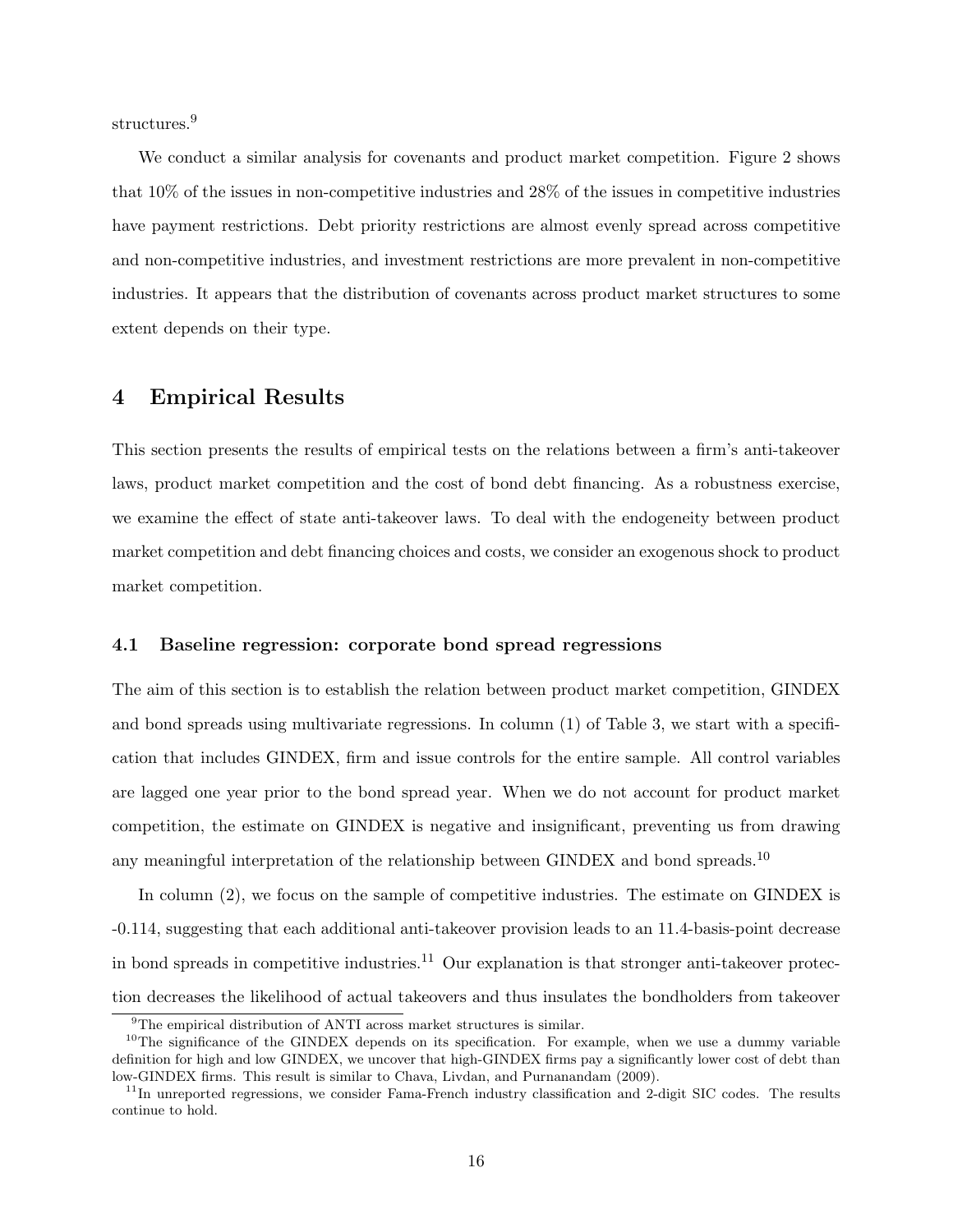structures.[9]

We conduct a similar analysis for covenants and product market competition. Figure 2 shows that 10% of the issues in non-competitive industries and 28% of the issues in competitive industries have payment restrictions. Debt priority restrictions are almost evenly spread across competitive and non-competitive industries, and investment restrictions are more prevalent in non-competitive industries. It appears that the distribution of covenants across product market structures to some extent depends on their type.

## 4 Empirical Results

This section presents the results of empirical tests on the relations between a firm's anti-takeover laws, product market competition and the cost of bond debt financing. As a robustness exercise, we examine the effect of state anti-takeover laws. To deal with the endogeneity between product market competition and debt financing choices and costs, we consider an exogenous shock to product market competition.

### 4.1 Baseline regression: corporate bond spread regressions

The aim of this section is to establish the relation between product market competition, GINDEX and bond spreads using multivariate regressions. In column (1) of Table 3, we start with a specification that includes GINDEX, firm and issue controls for the entire sample. All control variables are lagged one year prior to the bond spread year. When we do not account for product market competition, the estimate on GINDEX is negative and insignificant, preventing us from drawing any meaningful interpretation of the relationship between GINDEX and bond spreads.[10]

In column (2), we focus on the sample of competitive industries. The estimate on GINDEX is -0.114, suggesting that each additional anti-takeover provision leads to an 11.4-basis-point decrease in bond spreads in competitive industries.[11] Our explanation is that stronger anti-takeover protection decreases the likelihood of actual takeovers and thus insulates the bondholders from takeover

[9] The empirical distribution of ANTI across market structures is similar.

[10] The significance of the GINDEX depends on its specification. For example, when we use a dummy variable definition for high and low GINDEX, we uncover that high-GINDEX firms pay a significantly lower cost of debt than low-GINDEX firms. This result is similar to Chava, Livdan, and Purnanandam (2009).

[11] In unreported regressions, we consider Fama-French industry classification and 2-digit SIC codes. The results continue to hold.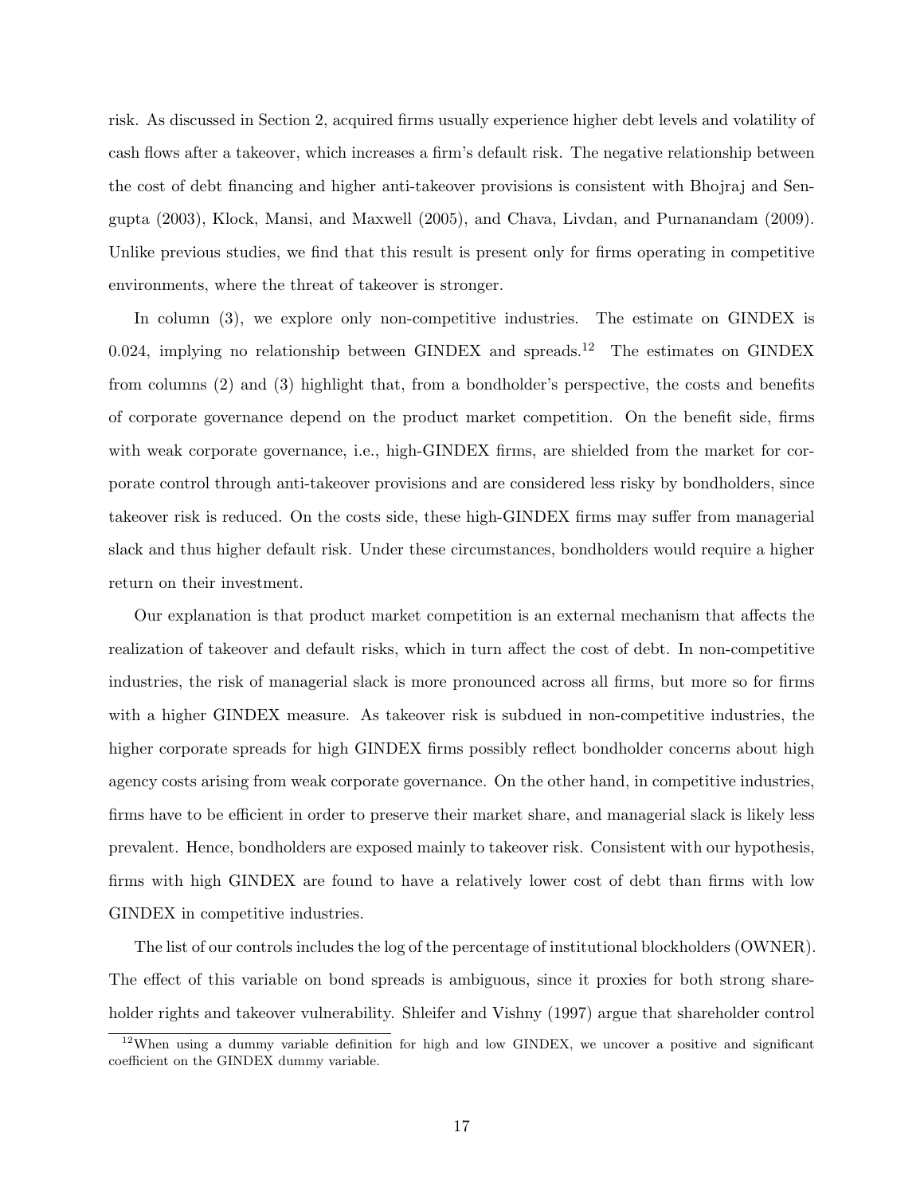risk. As discussed in Section 2, acquired firms usually experience higher debt levels and volatility of cash flows after a takeover, which increases a firm's default risk. The negative relationship between the cost of debt financing and higher anti-takeover provisions is consistent with Bhojraj and Sengupta (2003), Klock, Mansi, and Maxwell (2005), and Chava, Livdan, and Purnanandam (2009). Unlike previous studies, we find that this result is present only for firms operating in competitive environments, where the threat of takeover is stronger.

In column (3), we explore only non-competitive industries. The estimate on GINDEX is 0.024, implying no relationship between GINDEX and spreads.[12] The estimates on GINDEX from columns (2) and (3) highlight that, from a bondholder's perspective, the costs and benefits of corporate governance depend on the product market competition. On the benefit side, firms with weak corporate governance, i.e., high-GINDEX firms, are shielded from the market for corporate control through anti-takeover provisions and are considered less risky by bondholders, since takeover risk is reduced. On the costs side, these high-GINDEX firms may suffer from managerial slack and thus higher default risk. Under these circumstances, bondholders would require a higher return on their investment.

Our explanation is that product market competition is an external mechanism that affects the realization of takeover and default risks, which in turn affect the cost of debt. In non-competitive industries, the risk of managerial slack is more pronounced across all firms, but more so for firms with a higher GINDEX measure. As takeover risk is subdued in non-competitive industries, the higher corporate spreads for high GINDEX firms possibly reflect bondholder concerns about high agency costs arising from weak corporate governance. On the other hand, in competitive industries, firms have to be efficient in order to preserve their market share, and managerial slack is likely less prevalent. Hence, bondholders are exposed mainly to takeover risk. Consistent with our hypothesis, firms with high GINDEX are found to have a relatively lower cost of debt than firms with low GINDEX in competitive industries.

The list of our controls includes the log of the percentage of institutional blockholders (OWNER). The effect of this variable on bond spreads is ambiguous, since it proxies for both strong shareholder rights and takeover vulnerability. Shleifer and Vishny (1997) argue that shareholder control

[12] When using a dummy variable definition for high and low GINDEX, we uncover a positive and significant coefficient on the GINDEX dummy variable.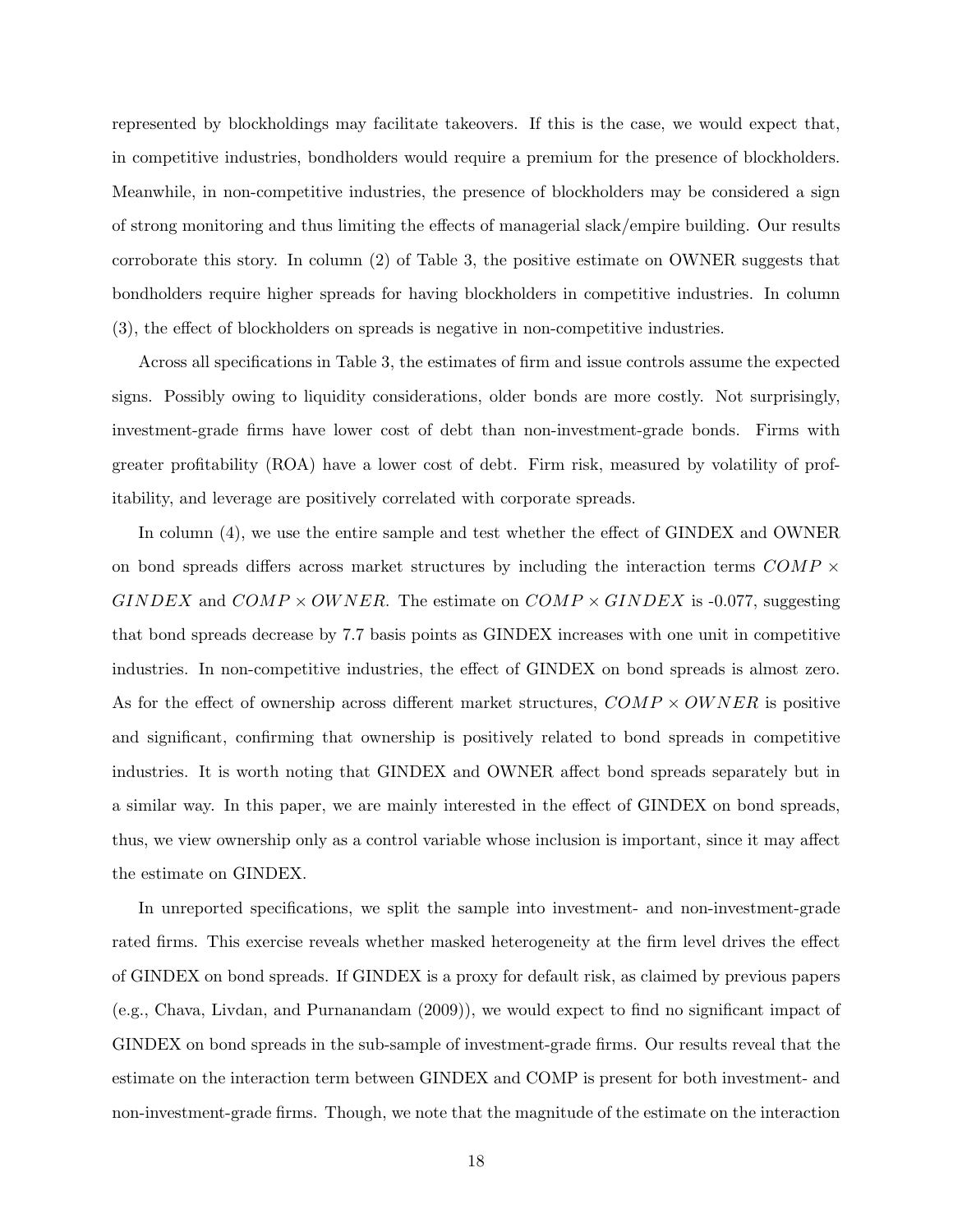represented by blockholdings may facilitate takeovers. If this is the case, we would expect that, in competitive industries, bondholders would require a premium for the presence of blockholders. Meanwhile, in non-competitive industries, the presence of blockholders may be considered a sign of strong monitoring and thus limiting the effects of managerial slack/empire building. Our results corroborate this story. In column (2) of Table 3, the positive estimate on OWNER suggests that bondholders require higher spreads for having blockholders in competitive industries. In column (3), the effect of blockholders on spreads is negative in non-competitive industries.

Across all specifications in Table 3, the estimates of firm and issue controls assume the expected signs. Possibly owing to liquidity considerations, older bonds are more costly. Not surprisingly, investment-grade firms have lower cost of debt than non-investment-grade bonds. Firms with greater profitability (ROA) have a lower cost of debt. Firm risk, measured by volatility of profitability, and leverage are positively correlated with corporate spreads.

In column (4), we use the entire sample and test whether the effect of GINDEX and OWNER on bond spreads differs across market structures by including the interaction terms $COMP \times GINDEX$ and $COMP \times OWNER$. The estimate on $COMP \times GINDEX$ is -0.077, suggesting that bond spreads decrease by 7.7 basis points as GINDEX increases with one unit in competitive industries. In non-competitive industries, the effect of GINDEX on bond spreads is almost zero. As for the effect of ownership across different market structures, $COMP \times OWNER$ is positive and significant, confirming that ownership is positively related to bond spreads in competitive industries. It is worth noting that GINDEX and OWNER affect bond spreads separately but in a similar way. In this paper, we are mainly interested in the effect of GINDEX on bond spreads, thus, we view ownership only as a control variable whose inclusion is important, since it may affect the estimate on GINDEX.

In unreported specifications, we split the sample into investment- and non-investment-grade rated firms. This exercise reveals whether masked heterogeneity at the firm level drives the effect of GINDEX on bond spreads. If GINDEX is a proxy for default risk, as claimed by previous papers (e.g., Chava, Livdan, and Purnanandam (2009)), we would expect to find no significant impact of GINDEX on bond spreads in the sub-sample of investment-grade firms. Our results reveal that the estimate on the interaction term between GINDEX and COMP is present for both investment- and non-investment-grade firms. Though, we note that the magnitude of the estimate on the interaction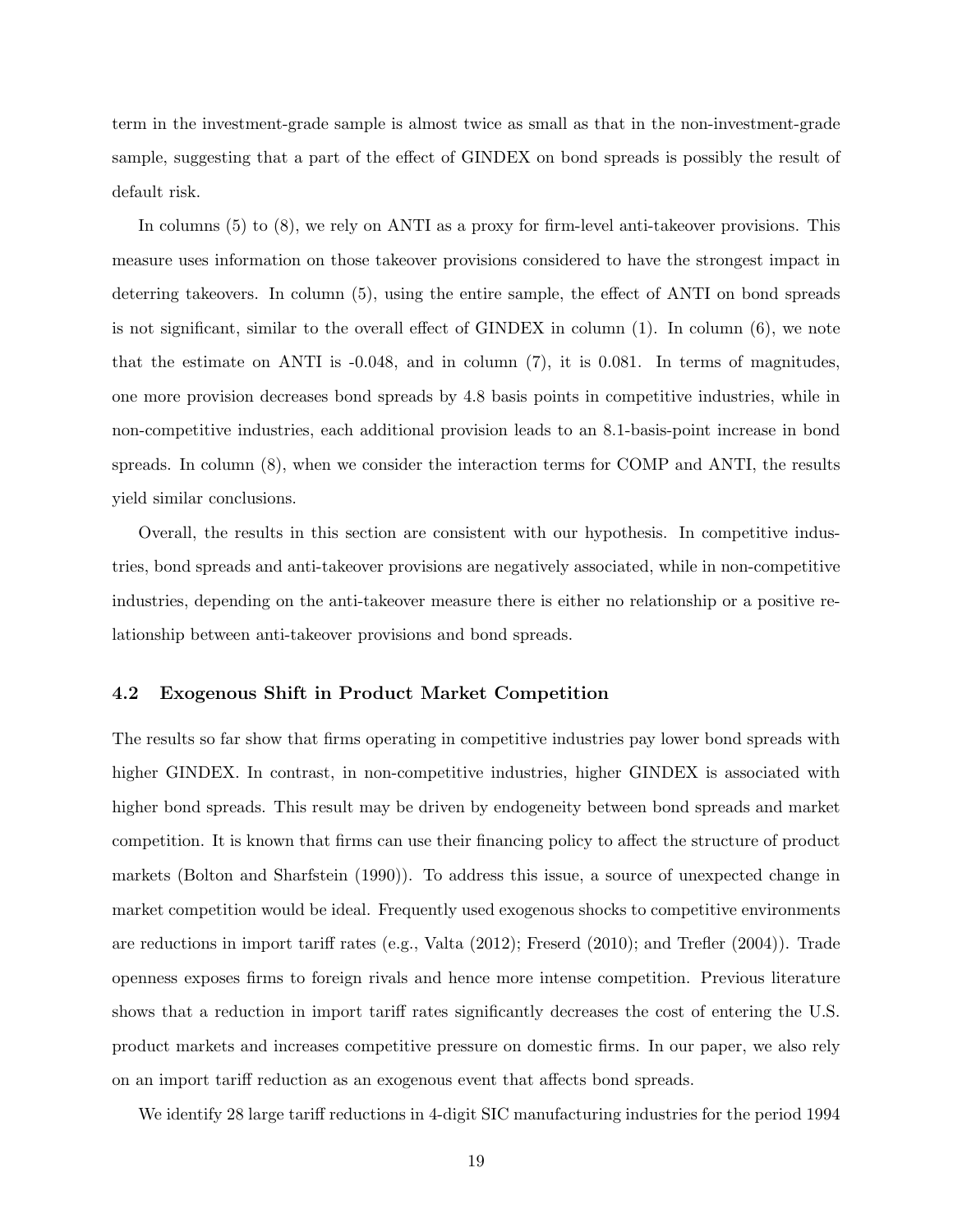term in the investment-grade sample is almost twice as small as that in the non-investment-grade sample, suggesting that a part of the effect of GINDEX on bond spreads is possibly the result of default risk.

In columns (5) to (8), we rely on ANTI as a proxy for firm-level anti-takeover provisions. This measure uses information on those takeover provisions considered to have the strongest impact in deterring takeovers. In column (5), using the entire sample, the effect of ANTI on bond spreads is not significant, similar to the overall effect of GINDEX in column (1). In column (6), we note that the estimate on ANTI is -0.048, and in column (7), it is 0.081. In terms of magnitudes, one more provision decreases bond spreads by 4.8 basis points in competitive industries, while in non-competitive industries, each additional provision leads to an 8.1-basis-point increase in bond spreads. In column (8), when we consider the interaction terms for COMP and ANTI, the results yield similar conclusions.

Overall, the results in this section are consistent with our hypothesis. In competitive industries, bond spreads and anti-takeover provisions are negatively associated, while in non-competitive industries, depending on the anti-takeover measure there is either no relationship or a positive relationship between anti-takeover provisions and bond spreads.

### 4.2 Exogenous Shift in Product Market Competition

The results so far show that firms operating in competitive industries pay lower bond spreads with higher GINDEX. In contrast, in non-competitive industries, higher GINDEX is associated with higher bond spreads. This result may be driven by endogeneity between bond spreads and market competition. It is known that firms can use their financing policy to affect the structure of product markets (Bolton and Sharfstein (1990)). To address this issue, a source of unexpected change in market competition would be ideal. Frequently used exogenous shocks to competitive environments are reductions in import tariff rates (e.g., Valta (2012); Freserd (2010); and Trefler (2004)). Trade openness exposes firms to foreign rivals and hence more intense competition. Previous literature shows that a reduction in import tariff rates significantly decreases the cost of entering the U.S. product markets and increases competitive pressure on domestic firms. In our paper, we also rely on an import tariff reduction as an exogenous event that affects bond spreads.

We identify 28 large tariff reductions in 4-digit SIC manufacturing industries for the period 1994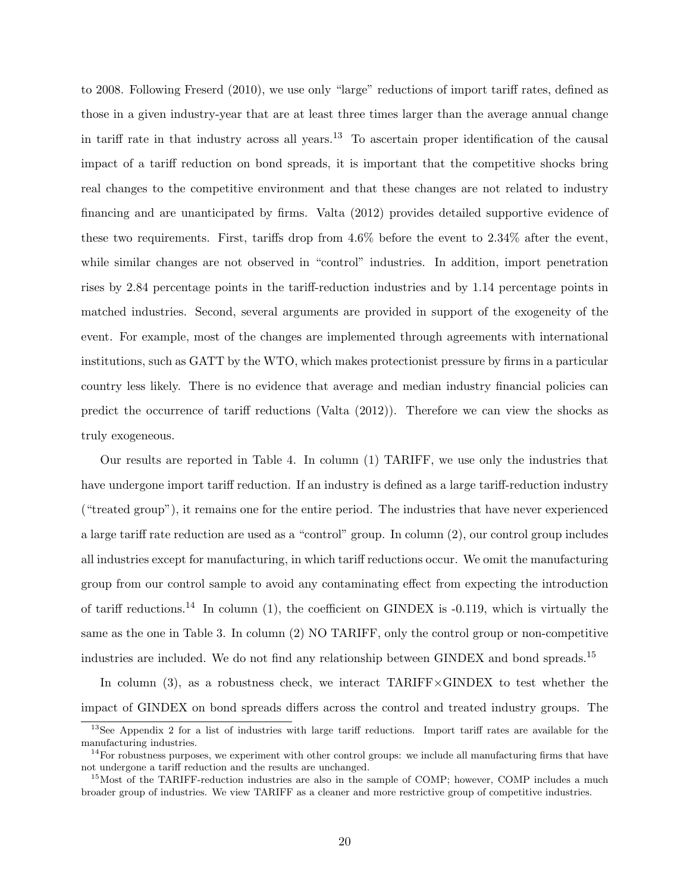to 2008. Following Freserd (2010), we use only "large" reductions of import tariff rates, defined as those in a given industry-year that are at least three times larger than the average annual change in tariff rate in that industry across all years.[13] To ascertain proper identification of the causal impact of a tariff reduction on bond spreads, it is important that the competitive shocks bring real changes to the competitive environment and that these changes are not related to industry financing and are unanticipated by firms. Valta (2012) provides detailed supportive evidence of these two requirements. First, tariffs drop from 4.6% before the event to 2.34% after the event, while similar changes are not observed in "control" industries. In addition, import penetration rises by 2.84 percentage points in the tariff-reduction industries and by 1.14 percentage points in matched industries. Second, several arguments are provided in support of the exogeneity of the event. For example, most of the changes are implemented through agreements with international institutions, such as GATT by the WTO, which makes protectionist pressure by firms in a particular country less likely. There is no evidence that average and median industry financial policies can predict the occurrence of tariff reductions (Valta (2012)). Therefore we can view the shocks as truly exogeneous.

Our results are reported in Table 4. In column (1) TARIFF, we use only the industries that have undergone import tariff reduction. If an industry is defined as a large tariff-reduction industry ("treated group"), it remains one for the entire period. The industries that have never experienced a large tariff rate reduction are used as a "control" group. In column (2), our control group includes all industries except for manufacturing, in which tariff reductions occur. We omit the manufacturing group from our control sample to avoid any contaminating effect from expecting the introduction of tariff reductions.[14] In column (1), the coefficient on GINDEX is -0.119, which is virtually the same as the one in Table 3. In column (2) NO TARIFF, only the control group or non-competitive industries are included. We do not find any relationship between GINDEX and bond spreads.[15]

In column (3), as a robustness check, we interact TARIFF×GINDEX to test whether the impact of GINDEX on bond spreads differs across the control and treated industry groups. The

[13] See Appendix 2 for a list of industries with large tariff reductions. Import tariff rates are available for the manufacturing industries.

[14] For robustness purposes, we experiment with other control groups: we include all manufacturing firms that have not undergone a tariff reduction and the results are unchanged.

[15] Most of the TARIFF-reduction industries are also in the sample of COMP; however, COMP includes a much broader group of industries. We view TARIFF as a cleaner and more restrictive group of competitive industries.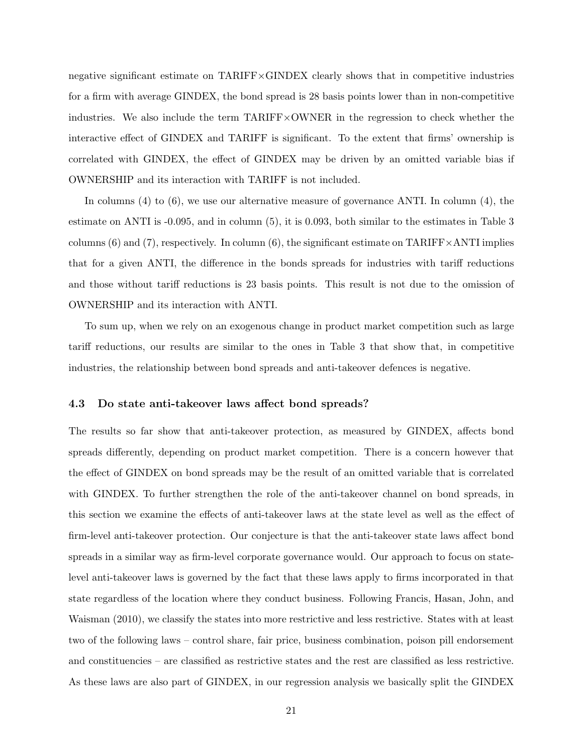negative significant estimate on TARIFF×GINDEX clearly shows that in competitive industries for a firm with average GINDEX, the bond spread is 28 basis points lower than in non-competitive industries. We also include the term TARIFF×OWNER in the regression to check whether the interactive effect of GINDEX and TARIFF is significant. To the extent that firms' ownership is correlated with GINDEX, the effect of GINDEX may be driven by an omitted variable bias if OWNERSHIP and its interaction with TARIFF is not included.

In columns (4) to (6), we use our alternative measure of governance ANTI. In column (4), the estimate on ANTI is -0.095, and in column (5), it is 0.093, both similar to the estimates in Table 3 columns (6) and (7), respectively. In column (6), the significant estimate on TARIFF×ANTI implies that for a given ANTI, the difference in the bonds spreads for industries with tariff reductions and those without tariff reductions is 23 basis points. This result is not due to the omission of OWNERSHIP and its interaction with ANTI.

To sum up, when we rely on an exogenous change in product market competition such as large tariff reductions, our results are similar to the ones in Table 3 that show that, in competitive industries, the relationship between bond spreads and anti-takeover defences is negative.

### 4.3 Do state anti-takeover laws affect bond spreads?

The results so far show that anti-takeover protection, as measured by GINDEX, affects bond spreads differently, depending on product market competition. There is a concern however that the effect of GINDEX on bond spreads may be the result of an omitted variable that is correlated with GINDEX. To further strengthen the role of the anti-takeover channel on bond spreads, in this section we examine the effects of anti-takeover laws at the state level as well as the effect of firm-level anti-takeover protection. Our conjecture is that the anti-takeover state laws affect bond spreads in a similar way as firm-level corporate governance would. Our approach to focus on state-level anti-takeover laws is governed by the fact that these laws apply to firms incorporated in that state regardless of the location where they conduct business. Following Francis, Hasan, John, and Waisman (2010), we classify the states into more restrictive and less restrictive. States with at least two of the following laws – control share, fair price, business combination, poison pill endorsement and constituencies – are classified as restrictive states and the rest are classified as less restrictive. As these laws are also part of GINDEX, in our regression analysis we basically split the GINDEX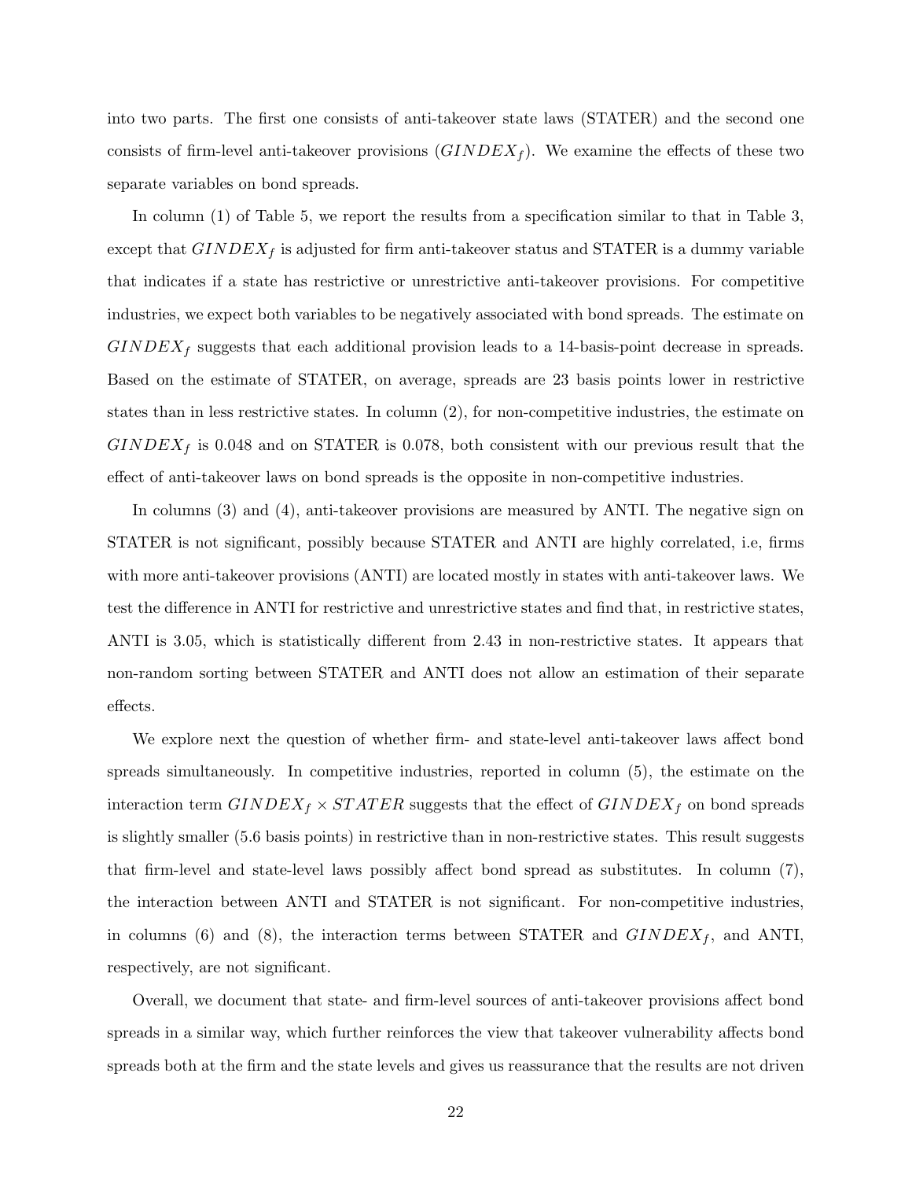into two parts. The first one consists of anti-takeover state laws (STATER) and the second one consists of firm-level anti-takeover provisions ($GINDEX_f$). We examine the effects of these two separate variables on bond spreads.

In column (1) of Table 5, we report the results from a specification similar to that in Table 3, except that $GINDEX_f$ is adjusted for firm anti-takeover status and STATER is a dummy variable that indicates if a state has restrictive or unrestrictive anti-takeover provisions. For competitive industries, we expect both variables to be negatively associated with bond spreads. The estimate on $GINDEX_f$ suggests that each additional provision leads to a 14-basis-point decrease in spreads. Based on the estimate of STATER, on average, spreads are 23 basis points lower in restrictive states than in less restrictive states. In column (2), for non-competitive industries, the estimate on $GINDEX_f$ is 0.048 and on STATER is 0.078, both consistent with our previous result that the effect of anti-takeover laws on bond spreads is the opposite in non-competitive industries.

In columns (3) and (4), anti-takeover provisions are measured by ANTI. The negative sign on STATER is not significant, possibly because STATER and ANTI are highly correlated, i.e, firms with more anti-takeover provisions (ANTI) are located mostly in states with anti-takeover laws. We test the difference in ANTI for restrictive and unrestrictive states and find that, in restrictive states, ANTI is 3.05, which is statistically different from 2.43 in non-restrictive states. It appears that non-random sorting between STATER and ANTI does not allow an estimation of their separate effects.

We explore next the question of whether firm- and state-level anti-takeover laws affect bond spreads simultaneously. In competitive industries, reported in column (5), the estimate on the interaction term $GINDEX_f \times STATER$ suggests that the effect of $GINDEX_f$ on bond spreads is slightly smaller (5.6 basis points) in restrictive than in non-restrictive states. This result suggests that firm-level and state-level laws possibly affect bond spread as substitutes. In column (7), the interaction between ANTI and STATER is not significant. For non-competitive industries, in columns (6) and (8), the interaction terms between STATER and $GINDEX_f$, and ANTI, respectively, are not significant.

Overall, we document that state- and firm-level sources of anti-takeover provisions affect bond spreads in a similar way, which further reinforces the view that takeover vulnerability affects bond spreads both at the firm and the state levels and gives us reassurance that the results are not driven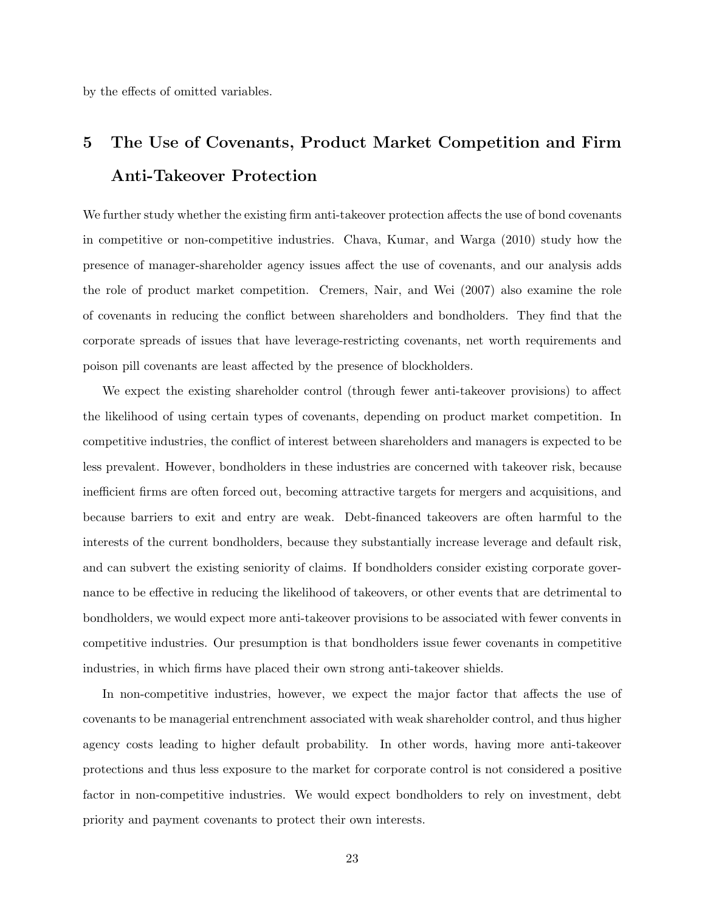by the effects of omitted variables.

# 5 The Use of Covenants, Product Market Competition and Firm Anti-Takeover Protection

We further study whether the existing firm anti-takeover protection affects the use of bond covenants in competitive or non-competitive industries. Chava, Kumar, and Warga (2010) study how the presence of manager-shareholder agency issues affect the use of covenants, and our analysis adds the role of product market competition. Cremers, Nair, and Wei (2007) also examine the role of covenants in reducing the conflict between shareholders and bondholders. They find that the corporate spreads of issues that have leverage-restricting covenants, net worth requirements and poison pill covenants are least affected by the presence of blockholders.

We expect the existing shareholder control (through fewer anti-takeover provisions) to affect the likelihood of using certain types of covenants, depending on product market competition. In competitive industries, the conflict of interest between shareholders and managers is expected to be less prevalent. However, bondholders in these industries are concerned with takeover risk, because inefficient firms are often forced out, becoming attractive targets for mergers and acquisitions, and because barriers to exit and entry are weak. Debt-financed takeovers are often harmful to the interests of the current bondholders, because they substantially increase leverage and default risk, and can subvert the existing seniority of claims. If bondholders consider existing corporate governance to be effective in reducing the likelihood of takeovers, or other events that are detrimental to bondholders, we would expect more anti-takeover provisions to be associated with fewer convents in competitive industries. Our presumption is that bondholders issue fewer covenants in competitive industries, in which firms have placed their own strong anti-takeover shields.

In non-competitive industries, however, we expect the major factor that affects the use of covenants to be managerial entrenchment associated with weak shareholder control, and thus higher agency costs leading to higher default probability. In other words, having more anti-takeover protections and thus less exposure to the market for corporate control is not considered a positive factor in non-competitive industries. We would expect bondholders to rely on investment, debt priority and payment covenants to protect their own interests.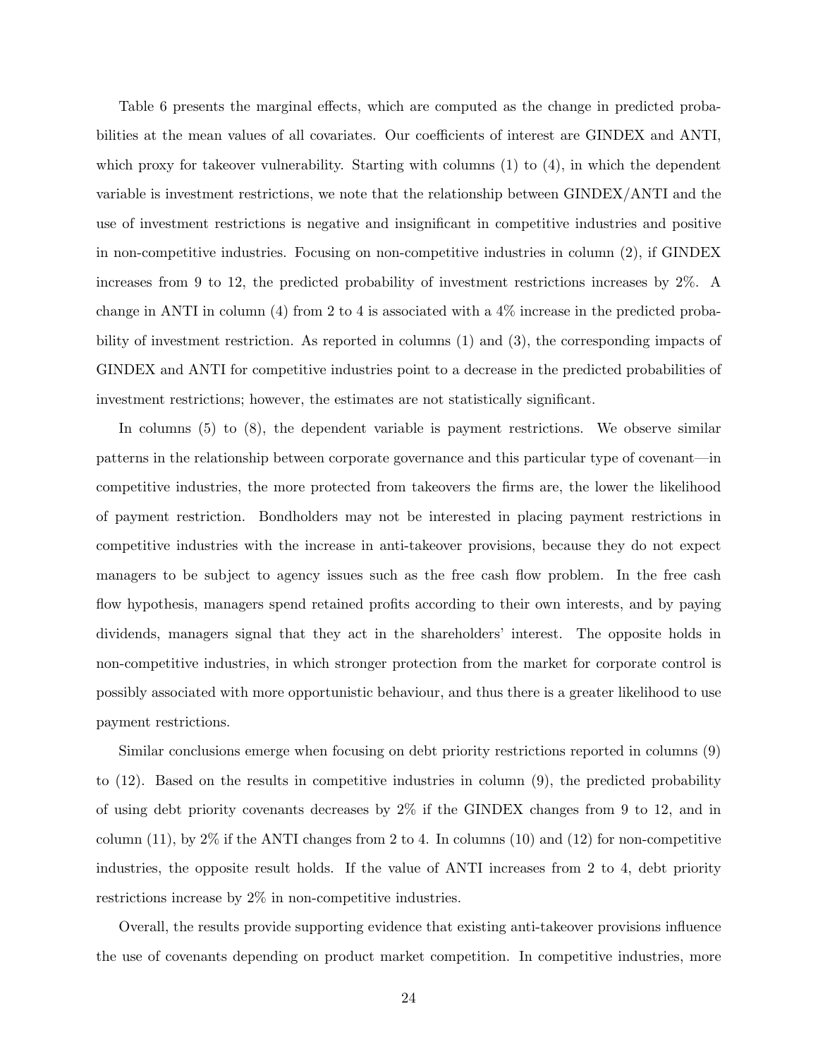Table 6 presents the marginal effects, which are computed as the change in predicted probabilities at the mean values of all covariates. Our coefficients of interest are GINDEX and ANTI, which proxy for takeover vulnerability. Starting with columns (1) to (4), in which the dependent variable is investment restrictions, we note that the relationship between GINDEX/ANTI and the use of investment restrictions is negative and insignificant in competitive industries and positive in non-competitive industries. Focusing on non-competitive industries in column (2), if GINDEX increases from 9 to 12, the predicted probability of investment restrictions increases by 2%. A change in ANTI in column (4) from 2 to 4 is associated with a 4% increase in the predicted probability of investment restriction. As reported in columns (1) and (3), the corresponding impacts of GINDEX and ANTI for competitive industries point to a decrease in the predicted probabilities of investment restrictions; however, the estimates are not statistically significant.

In columns (5) to (8), the dependent variable is payment restrictions. We observe similar patterns in the relationship between corporate governance and this particular type of covenant—in competitive industries, the more protected from takeovers the firms are, the lower the likelihood of payment restriction. Bondholders may not be interested in placing payment restrictions in competitive industries with the increase in anti-takeover provisions, because they do not expect managers to be subject to agency issues such as the free cash flow problem. In the free cash flow hypothesis, managers spend retained profits according to their own interests, and by paying dividends, managers signal that they act in the shareholders' interest. The opposite holds in non-competitive industries, in which stronger protection from the market for corporate control is possibly associated with more opportunistic behaviour, and thus there is a greater likelihood to use payment restrictions.

Similar conclusions emerge when focusing on debt priority restrictions reported in columns (9) to (12). Based on the results in competitive industries in column (9), the predicted probability of using debt priority covenants decreases by 2% if the GINDEX changes from 9 to 12, and in column (11), by 2% if the ANTI changes from 2 to 4. In columns (10) and (12) for non-competitive industries, the opposite result holds. If the value of ANTI increases from 2 to 4, debt priority restrictions increase by 2% in non-competitive industries.

Overall, the results provide supporting evidence that existing anti-takeover provisions influence the use of covenants depending on product market competition. In competitive industries, more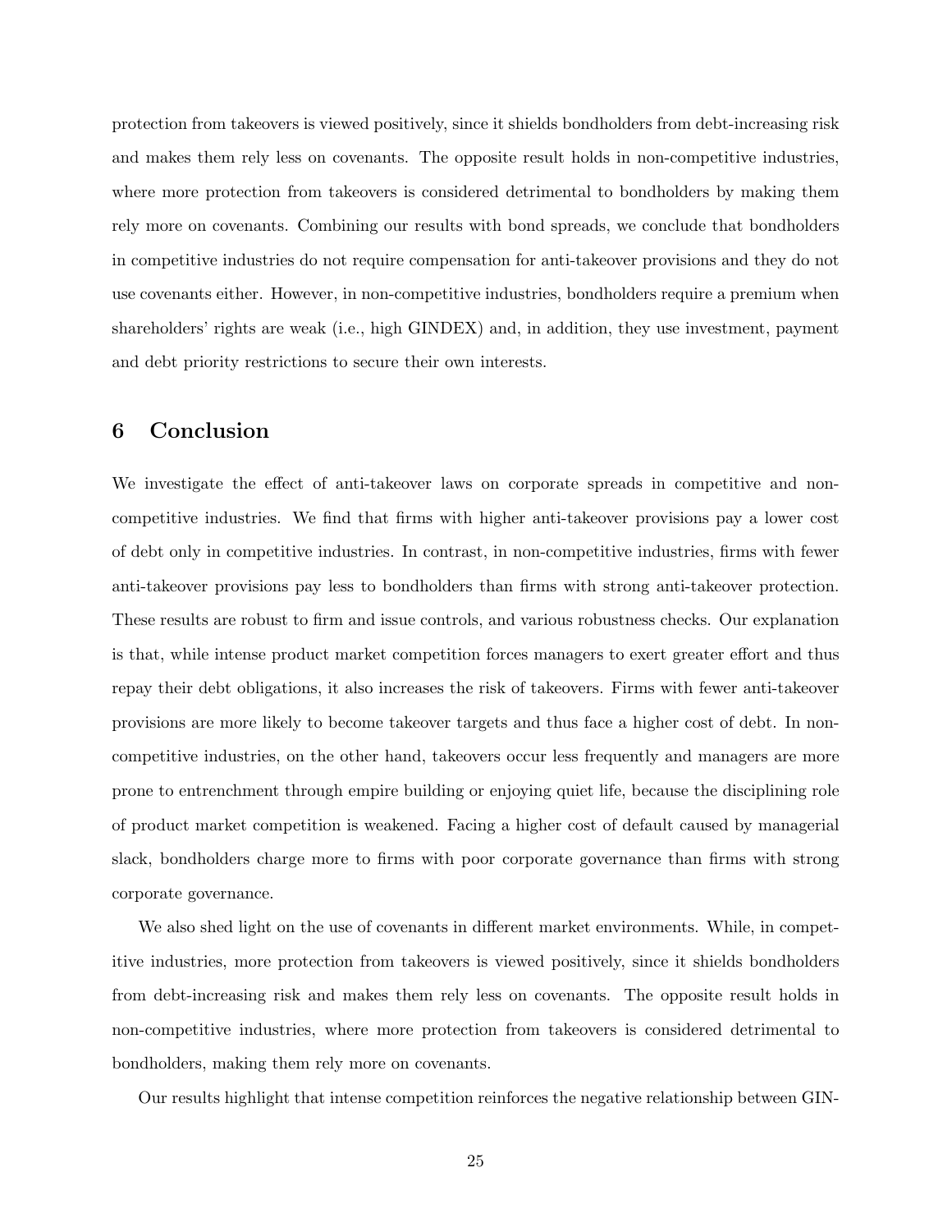protection from takeovers is viewed positively, since it shields bondholders from debt-increasing risk and makes them rely less on covenants. The opposite result holds in non-competitive industries, where more protection from takeovers is considered detrimental to bondholders by making them rely more on covenants. Combining our results with bond spreads, we conclude that bondholders in competitive industries do not require compensation for anti-takeover provisions and they do not use covenants either. However, in non-competitive industries, bondholders require a premium when shareholders' rights are weak (i.e., high GINDEX) and, in addition, they use investment, payment and debt priority restrictions to secure their own interests.

## 6 Conclusion

We investigate the effect of anti-takeover laws on corporate spreads in competitive and non-competitive industries. We find that firms with higher anti-takeover provisions pay a lower cost of debt only in competitive industries. In contrast, in non-competitive industries, firms with fewer anti-takeover provisions pay less to bondholders than firms with strong anti-takeover protection. These results are robust to firm and issue controls, and various robustness checks. Our explanation is that, while intense product market competition forces managers to exert greater effort and thus repay their debt obligations, it also increases the risk of takeovers. Firms with fewer anti-takeover provisions are more likely to become takeover targets and thus face a higher cost of debt. In non-competitive industries, on the other hand, takeovers occur less frequently and managers are more prone to entrenchment through empire building or enjoying quiet life, because the disciplining role of product market competition is weakened. Facing a higher cost of default caused by managerial slack, bondholders charge more to firms with poor corporate governance than firms with strong corporate governance.

We also shed light on the use of covenants in different market environments. While, in competitive industries, more protection from takeovers is viewed positively, since it shields bondholders from debt-increasing risk and makes them rely less on covenants. The opposite result holds in non-competitive industries, where more protection from takeovers is considered detrimental to bondholders, making them rely more on covenants.

Our results highlight that intense competition reinforces the negative relationship between GIN-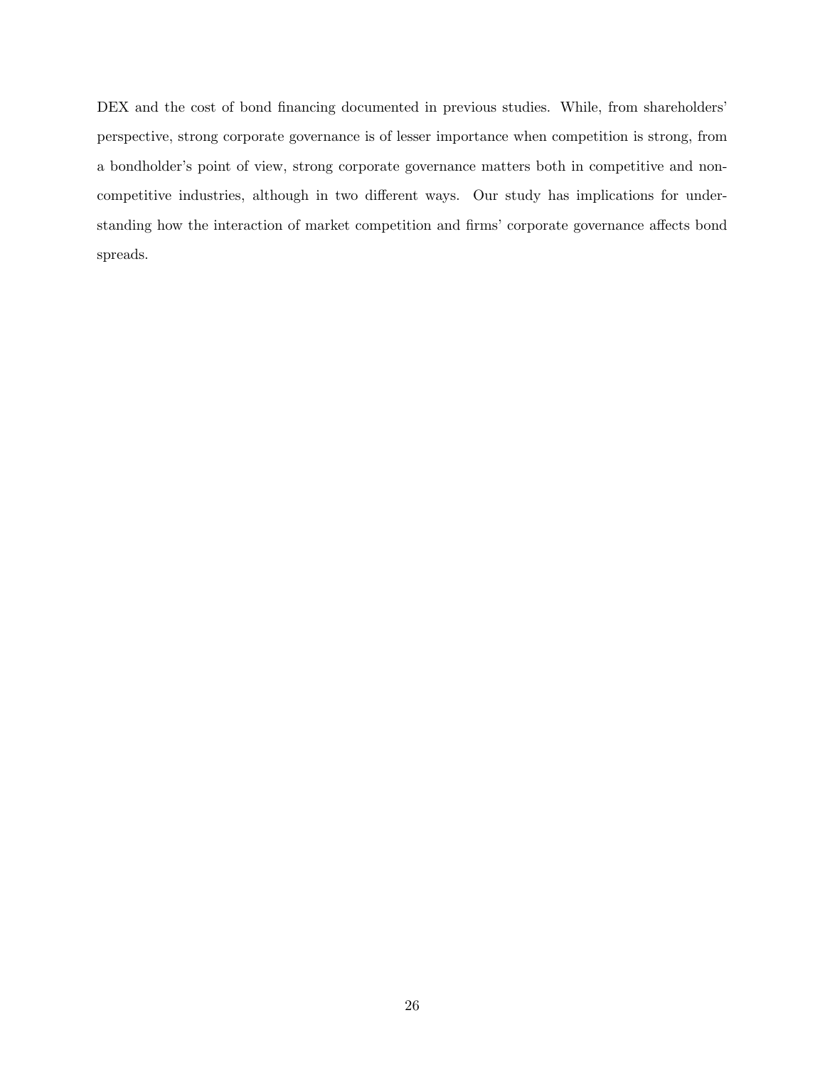DEX and the cost of bond financing documented in previous studies. While, from shareholders' perspective, strong corporate governance is of lesser importance when competition is strong, from a bondholder's point of view, strong corporate governance matters both in competitive and non-competitive industries, although in two different ways. Our study has implications for understanding how the interaction of market competition and firms' corporate governance affects bond spreads.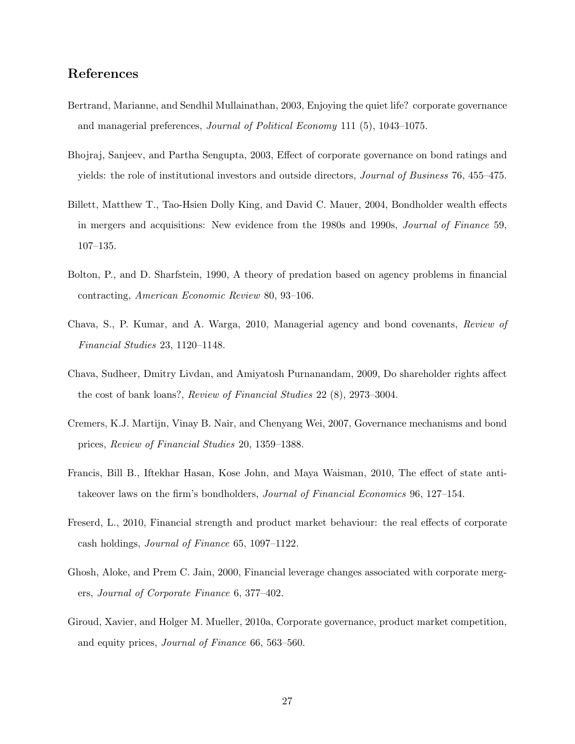## References

Bertrand, Marianne, and Sendhil Mullainathan, 2003, Enjoying the quiet life? corporate governance and managerial preferences, *Journal of Political Economy* 111 (5), 1043–1075.

Bhojraj, Sanjeev, and Partha Sengupta, 2003, Effect of corporate governance on bond ratings and yields: the role of institutional investors and outside directors, *Journal of Business* 76, 455–475.

Billett, Matthew T., Tao-Hsien Dolly King, and David C. Mauer, 2004, Bondholder wealth effects in mergers and acquisitions: New evidence from the 1980s and 1990s, *Journal of Finance* 59, 107–135.

Bolton, P., and D. Sharfstein, 1990, A theory of predation based on agency problems in financial contracting, *American Economic Review* 80, 93–106.

Chava, S., P. Kumar, and A. Warga, 2010, Managerial agency and bond covenants, *Review of Financial Studies* 23, 1120–1148.

Chava, Sudheer, Dmitry Livdan, and Amiyatosh Purnanandam, 2009, Do shareholder rights affect the cost of bank loans?, *Review of Financial Studies* 22 (8), 2973–3004.

Cremers, K.J. Martijn, Vinay B. Nair, and Chenyang Wei, 2007, Governance mechanisms and bond prices, *Review of Financial Studies* 20, 1359–1388.

Francis, Bill B., Iftekhar Hasan, Kose John, and Maya Waisman, 2010, The effect of state anti-takeover laws on the firm's bondholders, *Journal of Financial Economics* 96, 127–154.

Freserd, L., 2010, Financial strength and product market behaviour: the real effects of corporate cash holdings, *Journal of Finance* 65, 1097–1122.

Ghosh, Aloke, and Prem C. Jain, 2000, Financial leverage changes associated with corporate mergers, *Journal of Corporate Finance* 6, 377–402.

Giroud, Xavier, and Holger M. Mueller, 2010a, Corporate governance, product market competition, and equity prices, *Journal of Finance* 66, 563–560.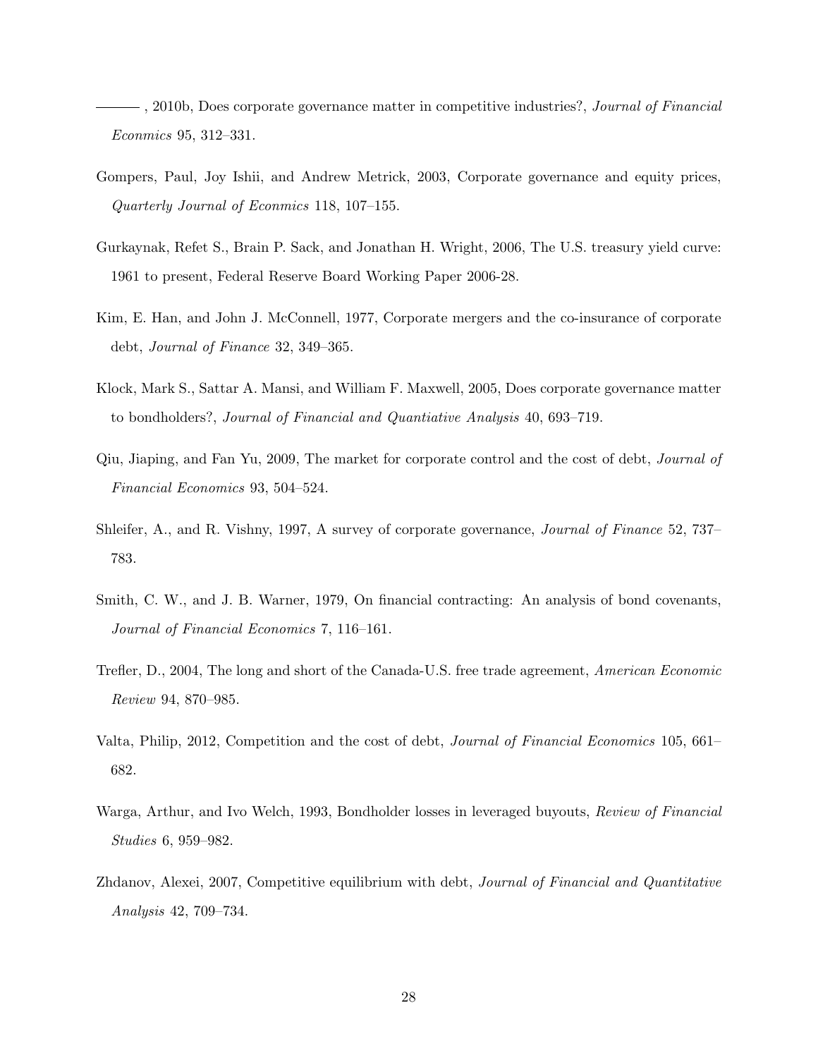———, 2010b, Does corporate governance matter in competitive industries?, *Journal of Financial Econmics* 95, 312–331.

Gompers, Paul, Joy Ishii, and Andrew Metrick, 2003, Corporate governance and equity prices, *Quarterly Journal of Econmics* 118, 107–155.

Gurkaynak, Refet S., Brain P. Sack, and Jonathan H. Wright, 2006, The U.S. treasury yield curve: 1961 to present, Federal Reserve Board Working Paper 2006-28.

Kim, E. Han, and John J. McConnell, 1977, Corporate mergers and the co-insurance of corporate debt, *Journal of Finance* 32, 349–365.

Klock, Mark S., Sattar A. Mansi, and William F. Maxwell, 2005, Does corporate governance matter to bondholders?, *Journal of Financial and Quantiative Analysis* 40, 693–719.

Qiu, Jiaping, and Fan Yu, 2009, The market for corporate control and the cost of debt, *Journal of Financial Economics* 93, 504–524.

Shleifer, A., and R. Vishny, 1997, A survey of corporate governance, *Journal of Finance* 52, 737–783.

Smith, C. W., and J. B. Warner, 1979, On financial contracting: An analysis of bond covenants, *Journal of Financial Economics* 7, 116–161.

Trefler, D., 2004, The long and short of the Canada-U.S. free trade agreement, *American Economic Review* 94, 870–985.

Valta, Philip, 2012, Competition and the cost of debt, *Journal of Financial Economics* 105, 661–682.

Warga, Arthur, and Ivo Welch, 1993, Bondholder losses in leveraged buyouts, *Review of Financial Studies* 6, 959–982.

Zhdanov, Alexei, 2007, Competitive equilibrium with debt, *Journal of Financial and Quantitative Analysis* 42, 709–734.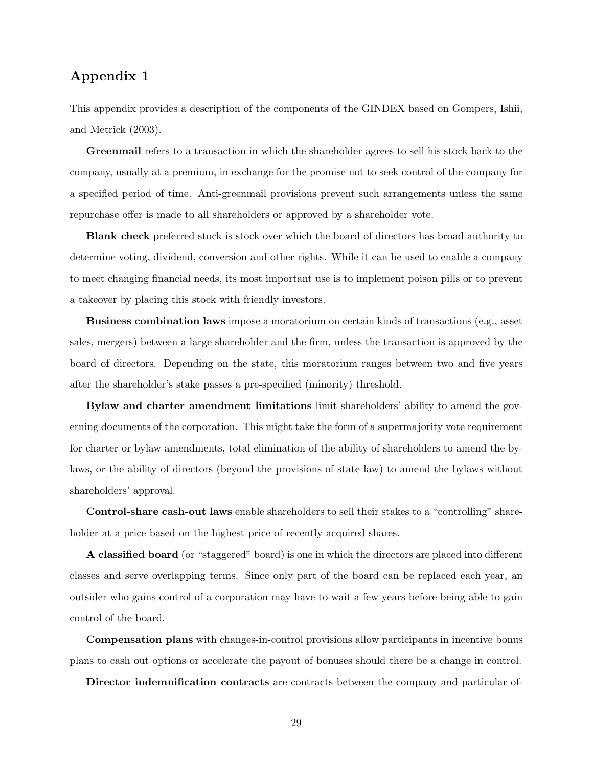## Appendix 1

This appendix provides a description of the components of the GINDEX based on Gompers, Ishii, and Metrick (2003).

**Greenmail** refers to a transaction in which the shareholder agrees to sell his stock back to the company, usually at a premium, in exchange for the promise not to seek control of the company for a specified period of time. Anti-greenmail provisions prevent such arrangements unless the same repurchase offer is made to all shareholders or approved by a shareholder vote.

**Blank check** preferred stock is stock over which the board of directors has broad authority to determine voting, dividend, conversion and other rights. While it can be used to enable a company to meet changing financial needs, its most important use is to implement poison pills or to prevent a takeover by placing this stock with friendly investors.

**Business combination laws** impose a moratorium on certain kinds of transactions (e.g., asset sales, mergers) between a large shareholder and the firm, unless the transaction is approved by the board of directors. Depending on the state, this moratorium ranges between two and five years after the shareholder's stake passes a pre-specified (minority) threshold.

**Bylaw and charter amendment limitations** limit shareholders' ability to amend the governing documents of the corporation. This might take the form of a supermajority vote requirement for charter or bylaw amendments, total elimination of the ability of shareholders to amend the bylaws, or the ability of directors (beyond the provisions of state law) to amend the bylaws without shareholders' approval.

**Control-share cash-out laws** enable shareholders to sell their stakes to a "controlling" shareholder at a price based on the highest price of recently acquired shares.

**A classified board** (or "staggered" board) is one in which the directors are placed into different classes and serve overlapping terms. Since only part of the board can be replaced each year, an outsider who gains control of a corporation may have to wait a few years before being able to gain control of the board.

**Compensation plans** with changes-in-control provisions allow participants in incentive bonus plans to cash out options or accelerate the payout of bonuses should there be a change in control.

**Director indemnification contracts** are contracts between the company and particular of-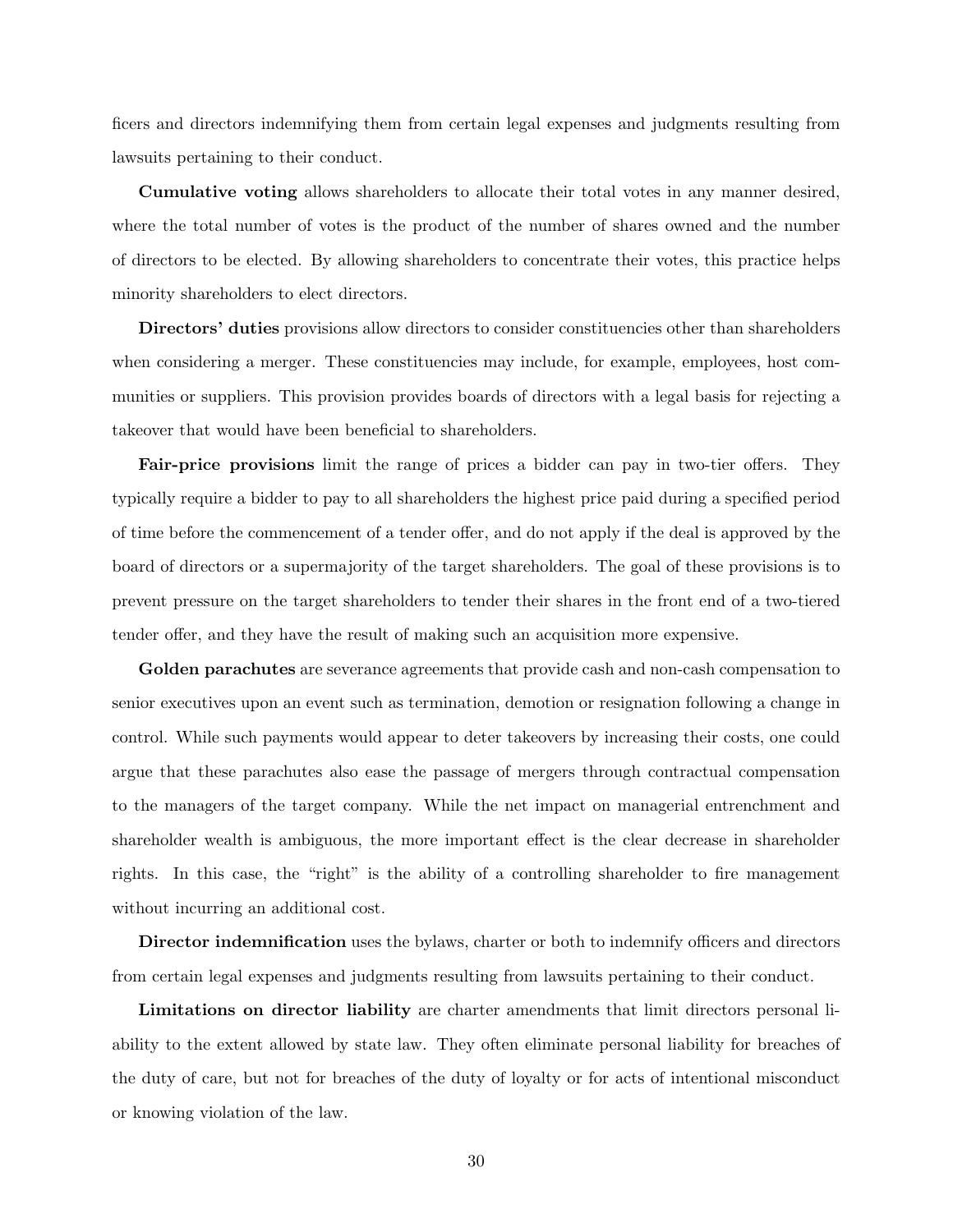ficers and directors indemnifying them from certain legal expenses and judgments resulting from lawsuits pertaining to their conduct.

**Cumulative voting** allows shareholders to allocate their total votes in any manner desired, where the total number of votes is the product of the number of shares owned and the number of directors to be elected. By allowing shareholders to concentrate their votes, this practice helps minority shareholders to elect directors.

**Directors' duties** provisions allow directors to consider constituencies other than shareholders when considering a merger. These constituencies may include, for example, employees, host communities or suppliers. This provision provides boards of directors with a legal basis for rejecting a takeover that would have been beneficial to shareholders.

**Fair-price provisions** limit the range of prices a bidder can pay in two-tier offers. They typically require a bidder to pay to all shareholders the highest price paid during a specified period of time before the commencement of a tender offer, and do not apply if the deal is approved by the board of directors or a supermajority of the target shareholders. The goal of these provisions is to prevent pressure on the target shareholders to tender their shares in the front end of a two-tiered tender offer, and they have the result of making such an acquisition more expensive.

**Golden parachutes** are severance agreements that provide cash and non-cash compensation to senior executives upon an event such as termination, demotion or resignation following a change in control. While such payments would appear to deter takeovers by increasing their costs, one could argue that these parachutes also ease the passage of mergers through contractual compensation to the managers of the target company. While the net impact on managerial entrenchment and shareholder wealth is ambiguous, the more important effect is the clear decrease in shareholder rights. In this case, the "right" is the ability of a controlling shareholder to fire management without incurring an additional cost.

**Director indemnification** uses the bylaws, charter or both to indemnify officers and directors from certain legal expenses and judgments resulting from lawsuits pertaining to their conduct.

**Limitations on director liability** are charter amendments that limit directors personal liability to the extent allowed by state law. They often eliminate personal liability for breaches of the duty of care, but not for breaches of the duty of loyalty or for acts of intentional misconduct or knowing violation of the law.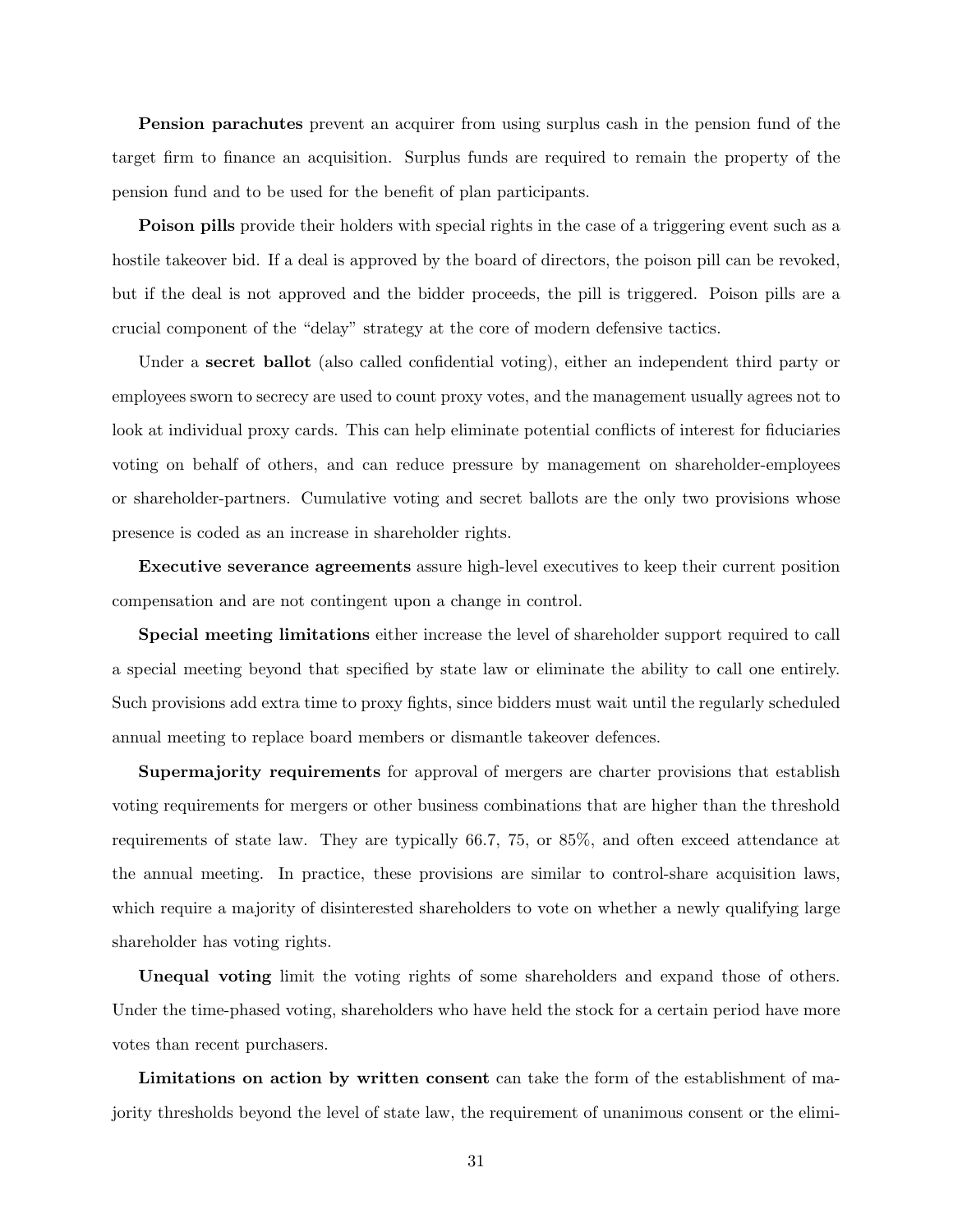**Pension parachutes** prevent an acquirer from using surplus cash in the pension fund of the target firm to finance an acquisition. Surplus funds are required to remain the property of the pension fund and to be used for the benefit of plan participants.

**Poison pills** provide their holders with special rights in the case of a triggering event such as a hostile takeover bid. If a deal is approved by the board of directors, the poison pill can be revoked, but if the deal is not approved and the bidder proceeds, the pill is triggered. Poison pills are a crucial component of the "delay" strategy at the core of modern defensive tactics.

Under a **secret ballot** (also called confidential voting), either an independent third party or employees sworn to secrecy are used to count proxy votes, and the management usually agrees not to look at individual proxy cards. This can help eliminate potential conflicts of interest for fiduciaries voting on behalf of others, and can reduce pressure by management on shareholder-employees or shareholder-partners. Cumulative voting and secret ballots are the only two provisions whose presence is coded as an increase in shareholder rights.

**Executive severance agreements** assure high-level executives to keep their current position compensation and are not contingent upon a change in control.

**Special meeting limitations** either increase the level of shareholder support required to call a special meeting beyond that specified by state law or eliminate the ability to call one entirely. Such provisions add extra time to proxy fights, since bidders must wait until the regularly scheduled annual meeting to replace board members or dismantle takeover defences.

**Supermajority requirements** for approval of mergers are charter provisions that establish voting requirements for mergers or other business combinations that are higher than the threshold requirements of state law. They are typically 66.7, 75, or 85%, and often exceed attendance at the annual meeting. In practice, these provisions are similar to control-share acquisition laws, which require a majority of disinterested shareholders to vote on whether a newly qualifying large shareholder has voting rights.

**Unequal voting** limit the voting rights of some shareholders and expand those of others. Under the time-phased voting, shareholders who have held the stock for a certain period have more votes than recent purchasers.

**Limitations on action by written consent** can take the form of the establishment of majority thresholds beyond the level of state law, the requirement of unanimous consent or the elimi-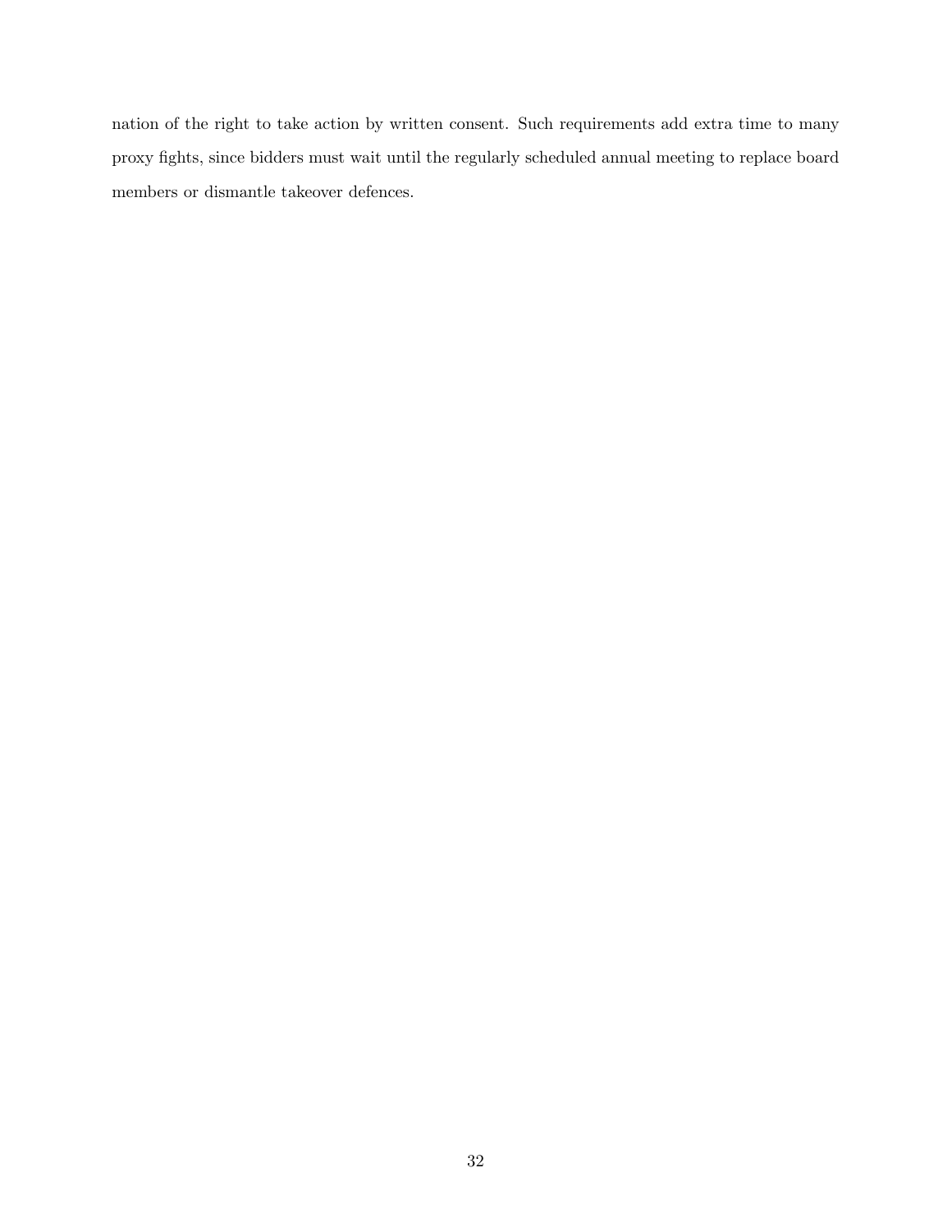nation of the right to take action by written consent. Such requirements add extra time to many proxy fights, since bidders must wait until the regularly scheduled annual meeting to replace board members or dismantle takeover defences.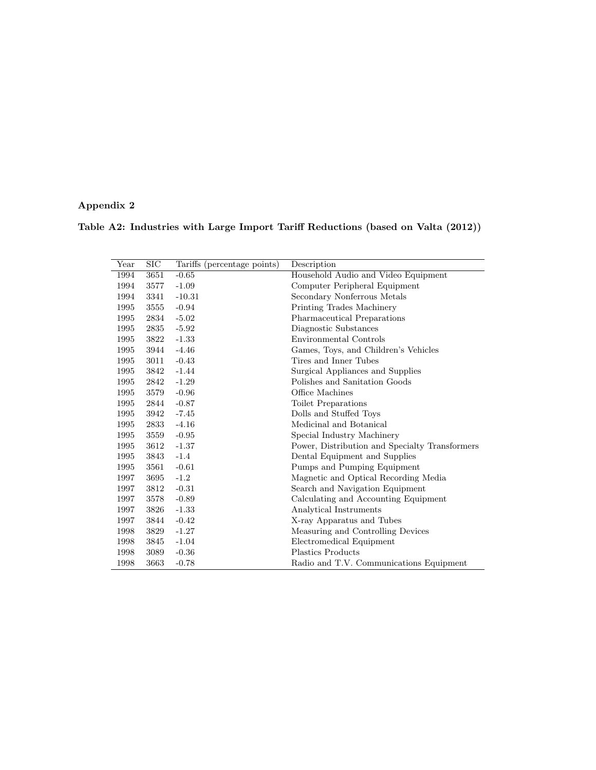## Appendix 2

**Table A2: Industries with Large Import Tariff Reductions (based on Valta (2012))**

| Year | SIC | Tariffs (percentage points) | Description |
|---|---|---|---|
| 1994 | 3651 | -0.65 | Household Audio and Video Equipment |
| 1994 | 3577 | -1.09 | Computer Peripheral Equipment |
| 1994 | 3341 | -10.31 | Secondary Nonferrous Metals |
| 1995 | 3555 | -0.94 | Printing Trades Machinery |
| 1995 | 2834 | -5.02 | Pharmaceutical Preparations |
| 1995 | 2835 | -5.92 | Diagnostic Substances |
| 1995 | 3822 | -1.33 | Environmental Controls |
| 1995 | 3944 | -4.46 | Games, Toys, and Children's Vehicles |
| 1995 | 3011 | -0.43 | Tires and Inner Tubes |
| 1995 | 3842 | -1.44 | Surgical Appliances and Supplies |
| 1995 | 2842 | -1.29 | Polishes and Sanitation Goods |
| 1995 | 3579 | -0.96 | Office Machines |
| 1995 | 2844 | -0.87 | Toilet Preparations |
| 1995 | 3942 | -7.45 | Dolls and Stuffed Toys |
| 1995 | 2833 | -4.16 | Medicinal and Botanical |
| 1995 | 3559 | -0.95 | Special Industry Machinery |
| 1995 | 3612 | -1.37 | Power, Distribution and Specialty Transformers |
| 1995 | 3843 | -1.4 | Dental Equipment and Supplies |
| 1995 | 3561 | -0.61 | Pumps and Pumping Equipment |
| 1997 | 3695 | -1.2 | Magnetic and Optical Recording Media |
| 1997 | 3812 | -0.31 | Search and Navigation Equipment |
| 1997 | 3578 | -0.89 | Calculating and Accounting Equipment |
| 1997 | 3826 | -1.33 | Analytical Instruments |
| 1997 | 3844 | -0.42 | X-ray Apparatus and Tubes |
| 1998 | 3829 | -1.27 | Measuring and Controlling Devices |
| 1998 | 3845 | -1.04 | Electromedical Equipment |
| 1998 | 3089 | -0.36 | Plastics Products |
| 1998 | 3663 | -0.78 | Radio and T.V. Communications Equipment |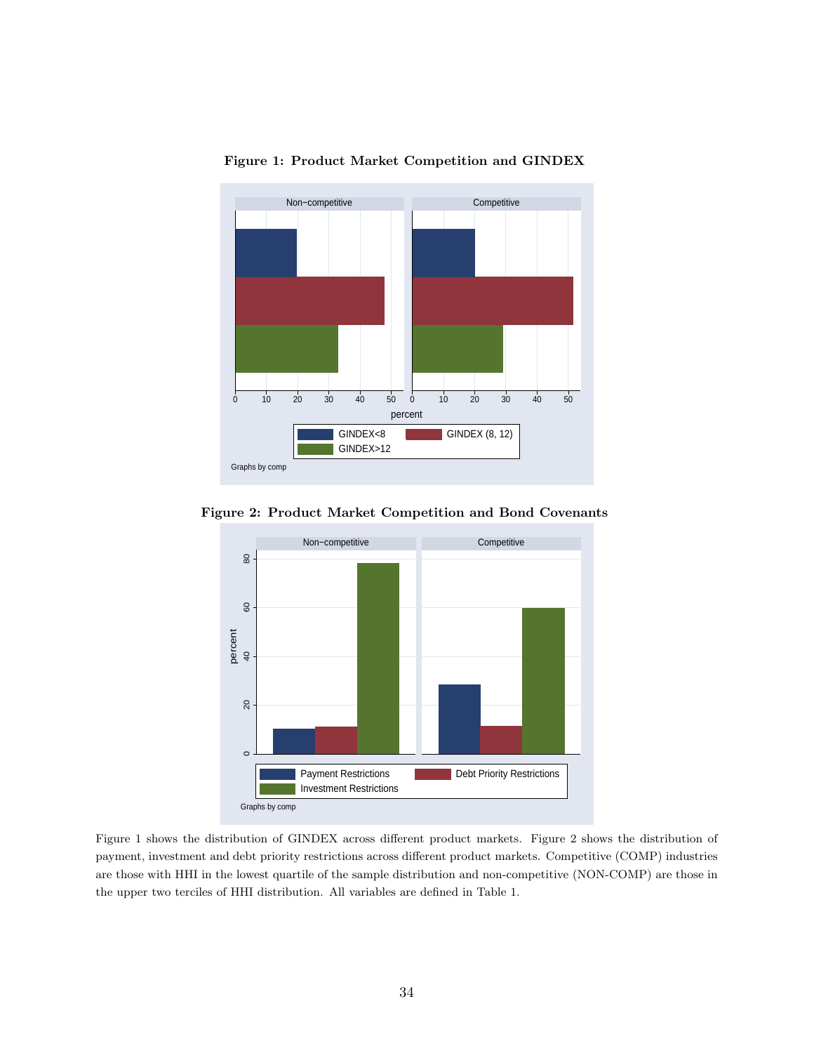**Figure 1: Product Market Competition and GINDEX**

**Figure 2: Product Market Competition and Bond Covenants**

Figure 1 shows the distribution of GINDEX across different product markets. Figure 2 shows the distribution of payment, investment and debt priority restrictions across different product markets. Competitive (COMP) industries are those with HHI in the lowest quartile of the sample distribution and non-competitive (NON-COMP) are those in the upper two terciles of HHI distribution. All variables are defined in Table 1.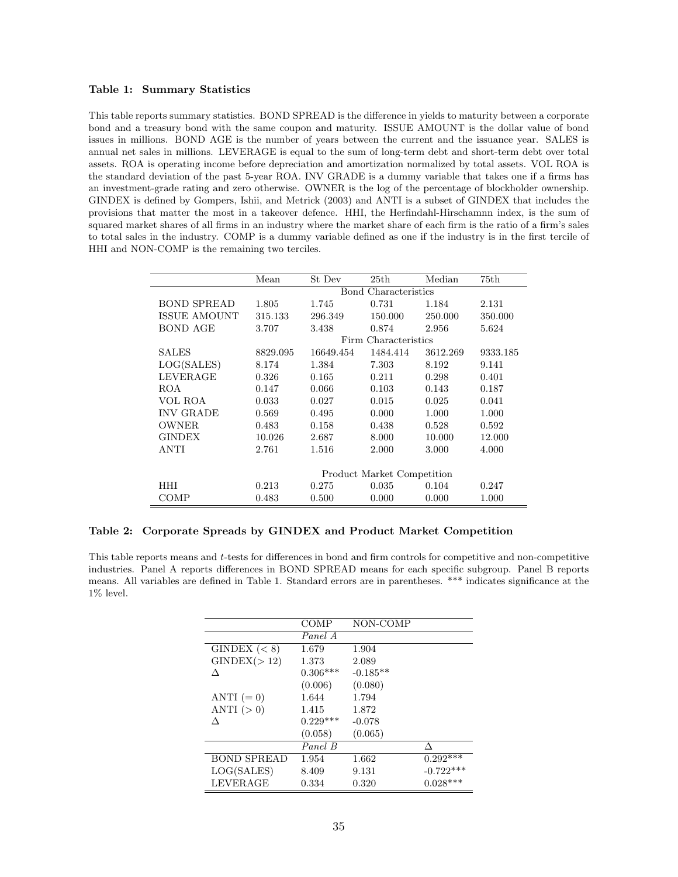### Table 1: Summary Statistics

This table reports summary statistics. BOND SPREAD is the difference in yields to maturity between a corporate bond and a treasury bond with the same coupon and maturity. ISSUE AMOUNT is the dollar value of bond issues in millions. BOND AGE is the number of years between the current and the issuance year. SALES is annual net sales in millions. LEVERAGE is equal to the sum of long-term debt and short-term debt over total assets. ROA is operating income before depreciation and amortization normalized by total assets. VOL ROA is the standard deviation of the past 5-year ROA. INV GRADE is a dummy variable that takes one if a firms has an investment-grade rating and zero otherwise. OWNER is the log of the percentage of blockholder ownership. GINDEX is defined by Gompers, Ishii, and Metrick (2003) and ANTI is a subset of GINDEX that includes the provisions that matter the most in a takeover defence. HHI, the Herfindahl-Hirschamnn index, is the sum of squared market shares of all firms in an industry where the market share of each firm is the ratio of a firm's sales to total sales in the industry. COMP is a dummy variable defined as one if the industry is in the first tercile of HHI and NON-COMP is the remaining two terciles.

| | Mean | St Dev | 25th | Median | 75th |
|---|---|---|---|---|---|
| | | | Bond Characteristics | | |
| BOND SPREAD | 1.805 | 1.745 | 0.731 | 1.184 | 2.131 |
| ISSUE AMOUNT | 315.133 | 296.349 | 150.000 | 250.000 | 350.000 |
| BOND AGE | 3.707 | 3.438 | 0.874 | 2.956 | 5.624 |
| | | | Firm Characteristics | | |
| SALES | 8829.095 | 16649.454 | 1484.414 | 3612.269 | 9333.185 |
| LOG(SALES) | 8.174 | 1.384 | 7.303 | 8.192 | 9.141 |
| LEVERAGE | 0.326 | 0.165 | 0.211 | 0.298 | 0.401 |
| ROA | 0.147 | 0.066 | 0.103 | 0.143 | 0.187 |
| VOL ROA | 0.033 | 0.027 | 0.015 | 0.025 | 0.041 |
| INV GRADE | 0.569 | 0.495 | 0.000 | 1.000 | 1.000 |
| OWNER | 0.483 | 0.158 | 0.438 | 0.528 | 0.592 |
| GINDEX | 10.026 | 2.687 | 8.000 | 10.000 | 12.000 |
| ANTI | 2.761 | 1.516 | 2.000 | 3.000 | 4.000 |
| | | | Product Market Competition | | |
| HHI | 0.213 | 0.275 | 0.035 | 0.104 | 0.247 |
| COMP | 0.483 | 0.500 | 0.000 | 0.000 | 1.000 |

### Table 2: Corporate Spreads by GINDEX and Product Market Competition

This table reports means and $t$-tests for differences in bond and firm controls for competitive and non-competitive industries. Panel A reports differences in BOND SPREAD means for each specific subgroup. Panel B reports means. All variables are defined in Table 1. Standard errors are in parentheses. *** indicates significance at the 1% level.

| | COMP | NON-COMP | |
|---|---|---|---|
| | *Panel A* | | |
| GINDEX ($<8$) | 1.679 | 1.904 | |
| GINDEX($>12$) | 1.373 | 2.089 | |
| $\Delta$ | 0.306*** | -0.185** | |
| | (0.006) | (0.080) | |
| ANTI ($=0$) | 1.644 | 1.794 | |
| ANTI ($>0$) | 1.415 | 1.872 | |
| $\Delta$ | 0.229*** | -0.078 | |
| | (0.058) | (0.065) | |
| | *Panel B* | | $\Delta$ |
| BOND SPREAD | 1.954 | 1.662 | 0.292*** |
| LOG(SALES) | 8.409 | 9.131 | -0.722*** |
| LEVERAGE | 0.334 | 0.320 | 0.028*** |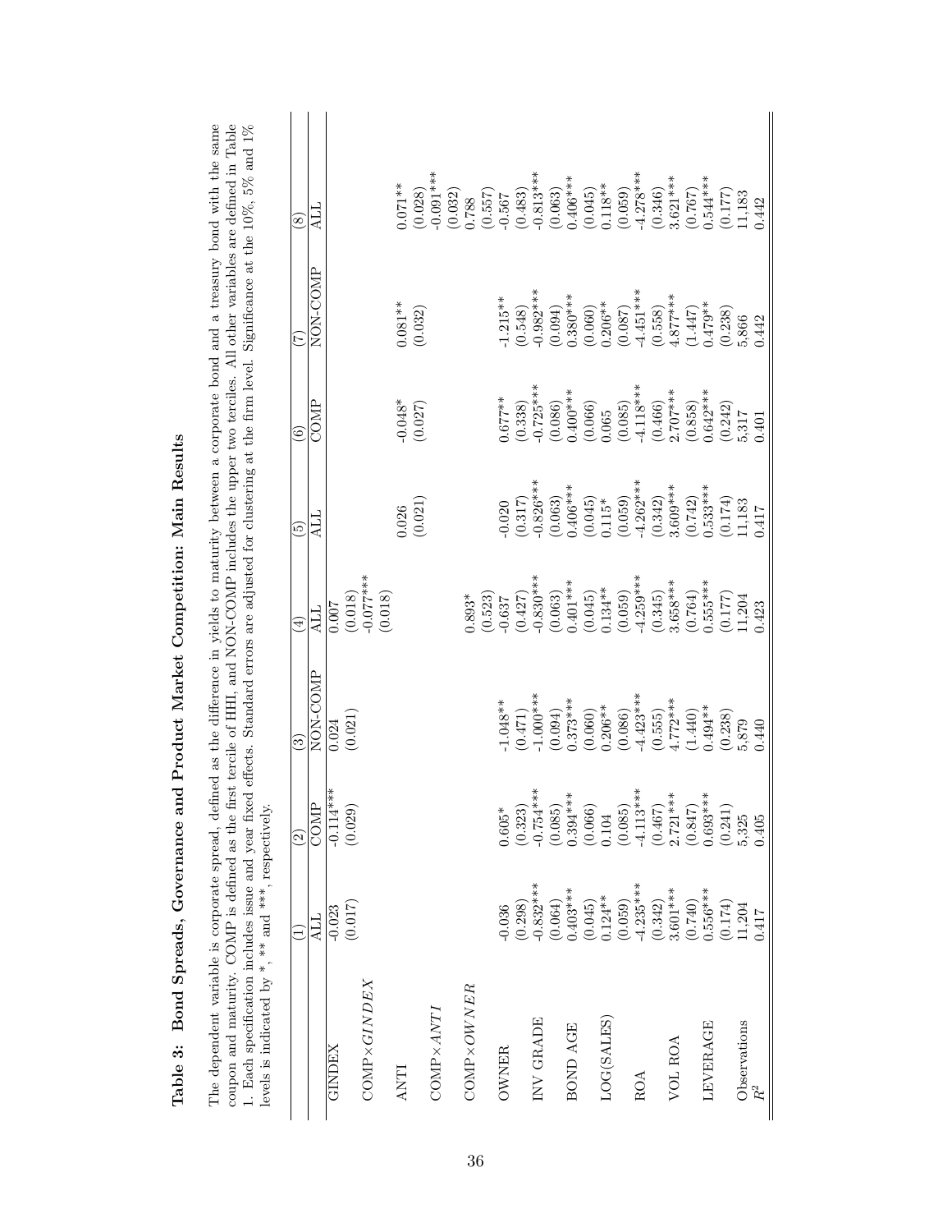**Table 3: Bond Spreads, Governance and Product Market Competition: Main Results**

The dependent variable is corporate spread, defined as the difference in yields to maturity between a corporate bond and a treasury bond with the same coupon and maturity. COMP is defined as the first tercile of HHI, and NON-COMP includes the upper two terciles. All other variables are defined in Table 1. Each specification includes issue and year fixed effects. Standard errors are adjusted for clustering at the firm level. Significance at the 10%, 5% and 1% levels is indicated by *, ** and ***, respectively.

| | (1) | (2) | (3) | (4) | (5) | (6) | (7) | (8) |
|---|---|---|---|---|---|---|---|---|
| | ALL | COMP | NON-COMP | ALL | ALL | COMP | NON-COMP | ALL |
| GINDEX | -0.023 | -0.114*** | 0.024 | 0.007 | | | | |
| | (0.017) | (0.029) | (0.021) | (0.018) | | | | |
| COMP×*GINDEX* | | | | -0.077*** | | | | |
| | | | | (0.018) | | | | |
| ANTI | | | | | 0.026 | -0.048* | 0.081** | 0.071** |
| | | | | | (0.021) | (0.027) | (0.032) | (0.028) |
| COMP×*ANTI* | | | | | | | | -0.091*** |
| | | | | | | | | (0.032) |
| COMP×*OWNER* | | | | 0.893* | | | | 0.788 |
| | | | | (0.523) | | | | (0.557) |
| OWNER | -0.036 | 0.605* | -1.048** | -0.637 | -0.020 | 0.677** | -1.215** | -0.567 |
| | (0.298) | (0.323) | (0.471) | (0.427) | (0.317) | (0.338) | (0.548) | (0.483) |
| INV GRADE | -0.832*** | -0.754*** | -1.000*** | -0.830*** | -0.826*** | -0.725*** | -0.982*** | -0.813*** |
| | (0.064) | (0.085) | (0.094) | (0.063) | (0.063) | (0.086) | (0.094) | (0.063) |
| BOND AGE | 0.403*** | 0.394*** | 0.373*** | 0.401*** | 0.406*** | 0.400*** | 0.380*** | 0.406*** |
| | (0.045) | (0.066) | (0.060) | (0.045) | (0.045) | (0.066) | (0.060) | (0.045) |
| LOG(SALES) | 0.124** | 0.104 | 0.206** | 0.134** | 0.115* | 0.065 | 0.206** | 0.118** |
| | (0.059) | (0.085) | (0.086) | (0.059) | (0.059) | (0.085) | (0.087) | (0.059) |
| ROA | -4.235*** | -4.113*** | -4.423*** | -4.259*** | -4.262*** | -4.118*** | -4.451*** | -4.278*** |
| | (0.342) | (0.467) | (0.555) | (0.345) | (0.342) | (0.466) | (0.558) | (0.346) |
| VOL ROA | 3.601*** | 2.721*** | 4.772*** | 3.658*** | 3.609*** | 2.707*** | 4.877*** | 3.621*** |
| | (0.740) | (0.847) | (1.440) | (0.764) | (0.742) | (0.858) | (1.447) | (0.767) |
| LEVERAGE | 0.556*** | 0.693*** | 0.494** | 0.555*** | 0.533*** | 0.642*** | 0.479** | 0.544*** |
| | (0.174) | (0.241) | (0.238) | (0.177) | (0.174) | (0.242) | (0.238) | (0.177) |
| Observations | 11,204 | 5,325 | 5,879 | 11,204 | 11,183 | 5,317 | 5,866 | 11,183 |
| $R^2$ | 0.417 | 0.405 | 0.440 | 0.423 | 0.417 | 0.401 | 0.442 | 0.442 |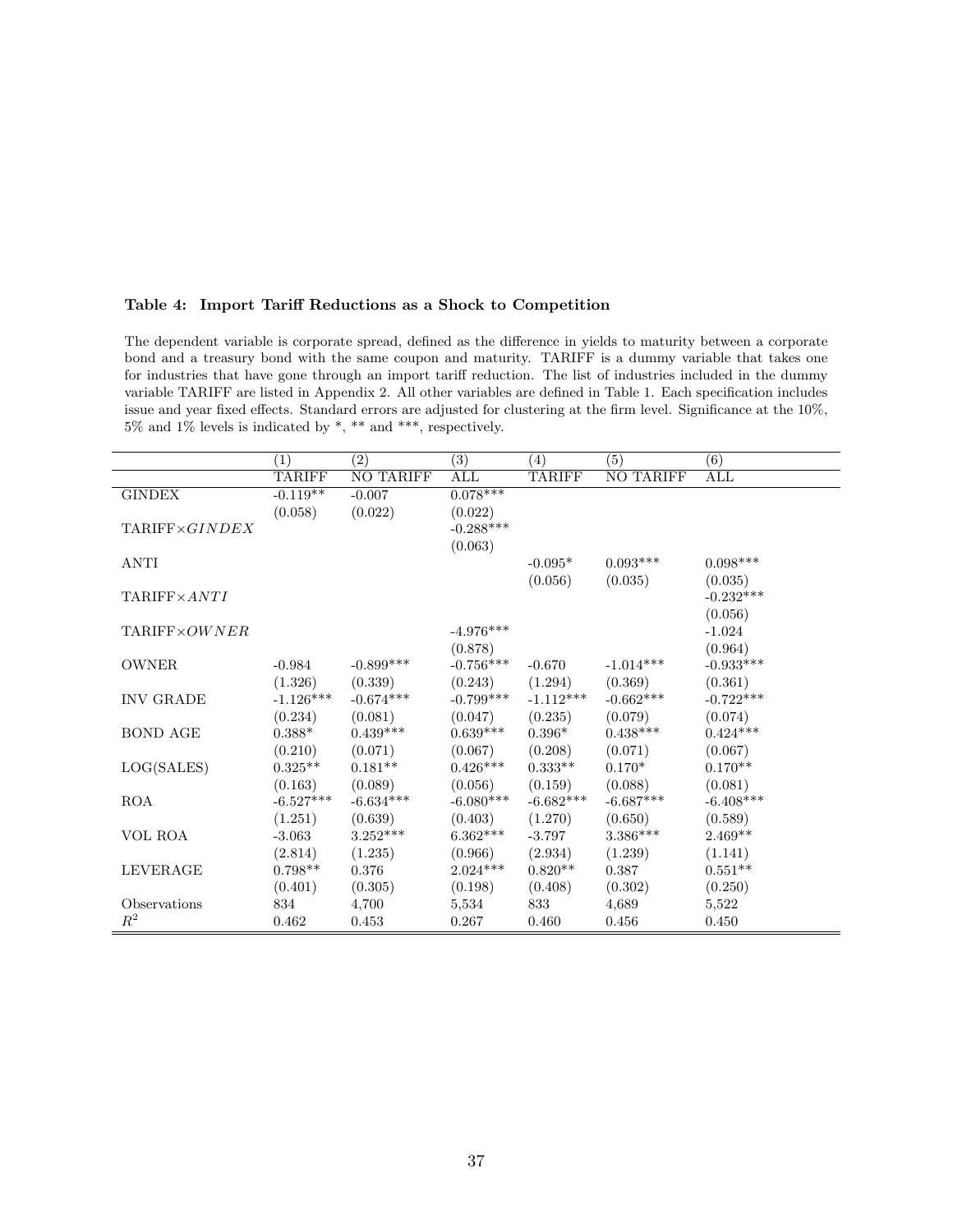**Table 4: Import Tariff Reductions as a Shock to Competition**

The dependent variable is corporate spread, defined as the difference in yields to maturity between a corporate bond and a treasury bond with the same coupon and maturity. TARIFF is a dummy variable that takes one for industries that have gone through an import tariff reduction. The list of industries included in the dummy variable TARIFF are listed in Appendix 2. All other variables are defined in Table 1. Each specification includes issue and year fixed effects. Standard errors are adjusted for clustering at the firm level. Significance at the 10%, 5% and 1% levels is indicated by *, ** and ***, respectively.

| | (1) | (2) | (3) | (4) | (5) | (6) |
|---|---|---|---|---|---|---|
| | TARIFF | NO TARIFF | ALL | TARIFF | NO TARIFF | ALL |
| GINDEX | -0.119** | -0.007 | 0.078*** | | | |
| | (0.058) | (0.022) | (0.022) | | | |
| TARIFF×$GINDEX$ | | | -0.288*** | | | |
| | | | (0.063) | | | |
| ANTI | | | | -0.095* | 0.093*** | 0.098*** |
| | | | | (0.056) | (0.035) | (0.035) |
| TARIFF×$ANTI$ | | | | | | -0.232*** |
| | | | | | | (0.056) |
| TARIFF×$OWNER$ | | | -4.976*** | | | -1.024 |
| | | | (0.878) | | | (0.964) |
| OWNER | -0.984 | -0.899*** | -0.756*** | -0.670 | -1.014*** | -0.933*** |
| | (1.326) | (0.339) | (0.243) | (1.294) | (0.369) | (0.361) |
| INV GRADE | -1.126*** | -0.674*** | -0.799*** | -1.112*** | -0.662*** | -0.722*** |
| | (0.234) | (0.081) | (0.047) | (0.235) | (0.079) | (0.074) |
| BOND AGE | 0.388* | 0.439*** | 0.639*** | 0.396* | 0.438*** | 0.424*** |
| | (0.210) | (0.071) | (0.067) | (0.208) | (0.071) | (0.067) |
| LOG(SALES) | 0.325** | 0.181** | 0.426*** | 0.333** | 0.170* | 0.170** |
| | (0.163) | (0.089) | (0.056) | (0.159) | (0.088) | (0.081) |
| ROA | -6.527*** | -6.634*** | -6.080*** | -6.682*** | -6.687*** | -6.408*** |
| | (1.251) | (0.639) | (0.403) | (1.270) | (0.650) | (0.589) |
| VOL ROA | -3.063 | 3.252*** | 6.362*** | -3.797 | 3.386*** | 2.469** |
| | (2.814) | (1.235) | (0.966) | (2.934) | (1.239) | (1.141) |
| LEVERAGE | 0.798** | 0.376 | 2.024*** | 0.820** | 0.387 | 0.551** |
| | (0.401) | (0.305) | (0.198) | (0.408) | (0.302) | (0.250) |
| Observations | 834 | 4,700 | 5,534 | 833 | 4,689 | 5,522 |
| $R^2$ | 0.462 | 0.453 | 0.267 | 0.460 | 0.456 | 0.450 |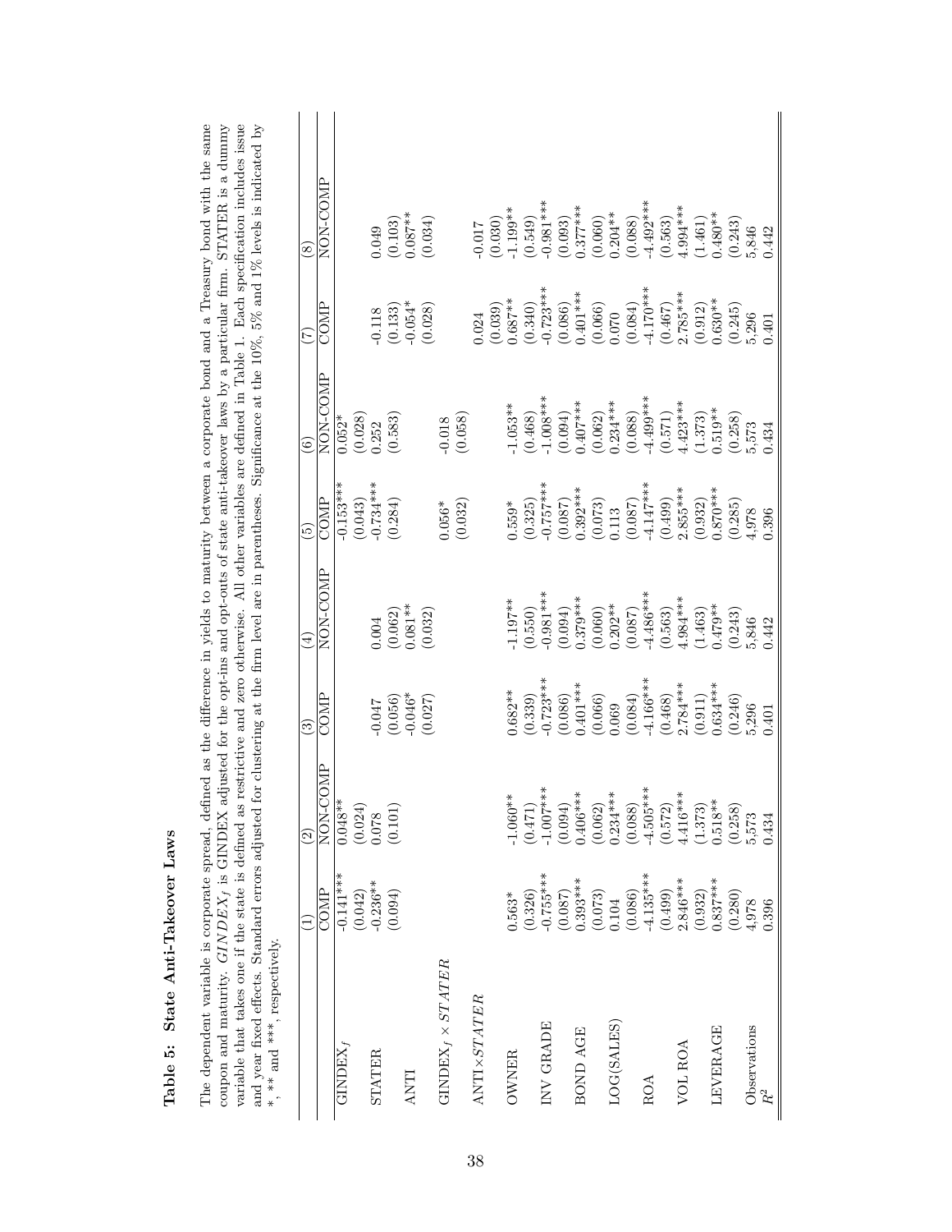**Table 5: State Anti-Takeover Laws**

The dependent variable is corporate spread, defined as the difference in yields to maturity between a corporate bond and a Treasury bond with the same coupon and maturity. $GINDEX_f$ is GINDEX adjusted for the opt-ins and opt-outs of state anti-takeover laws by a particular firm. STATER is a dummy variable that takes one if the state is defined as restrictive and zero otherwise. All other variables are defined in Table 1. Each specification includes issue and year fixed effects. Standard errors adjusted for clustering at the firm level are in parentheses. Significance at the 10%, 5% and 1% levels is indicated by *, ** and ***, respectively.

| | (1) | (2) | (3) | (4) | (5) | (6) | (7) | (8) |
|---|---|---|---|---|---|---|---|---|
| | COMP | NON-COMP | COMP | NON-COMP | COMP | NON-COMP | COMP | NON-COMP |
| $GINDEX_f$ | -0.141*** | 0.048** | | | -0.153*** | 0.052* | | |
| | (0.042) | (0.024) | | | (0.043) | (0.028) | | |
| STATER | -0.236** | 0.078 | | | -0.734*** | 0.252 | | |
| | (0.094) | (0.101) | | | (0.284) | (0.583) | | |
| ANTI | | | -0.047 | 0.004 | | | -0.118 | 0.049 |
| | | | (0.056) | (0.062) | | | (0.133) | (0.103) |
| | | | -0.046* | 0.081** | | | -0.054* | 0.087** |
| | | | (0.027) | (0.032) | | | (0.028) | (0.034) |
| $GINDEX_f \times STATER$ | | | | | 0.056* | -0.018 | | |
| | | | | | (0.032) | (0.058) | | |
| ANTI$\times STATER$ | | | | | | | 0.024 | -0.017 |
| | | | | | | | (0.039) | (0.030) |
| OWNER | 0.563* | -1.060** | 0.682** | -1.197** | 0.559* | -1.053** | 0.687** | -1.199** |
| | (0.326) | (0.471) | (0.339) | (0.550) | (0.325) | (0.468) | (0.340) | (0.549) |
| INV GRADE | -0.755*** | -1.007*** | -0.723*** | -0.981*** | -0.757*** | -1.008*** | -0.723*** | -0.981*** |
| | (0.087) | (0.094) | (0.086) | (0.094) | (0.087) | (0.094) | (0.086) | (0.093) |
| BOND AGE | 0.393*** | 0.406*** | 0.401*** | 0.379*** | 0.392*** | 0.407*** | 0.401*** | 0.377*** |
| | (0.073) | (0.062) | (0.066) | (0.060) | (0.073) | (0.062) | (0.066) | (0.060) |
| LOG(SALES) | 0.104 | 0.234*** | 0.069 | 0.202** | 0.113 | 0.234*** | 0.070 | 0.204** |
| | (0.086) | (0.088) | (0.084) | (0.087) | (0.087) | (0.088) | (0.084) | (0.088) |
| ROA | -4.135*** | -4.505*** | -4.166*** | -4.486*** | -4.147*** | -4.499*** | -4.170*** | -4.492*** |
| | (0.499) | (0.572) | (0.468) | (0.563) | (0.499) | (0.571) | (0.467) | (0.563) |
| VOL ROA | 2.846*** | 4.416*** | 2.784*** | 4.984*** | 2.855*** | 4.423*** | 2.785*** | 4.994*** |
| | (0.932) | (1.373) | (0.911) | (1.463) | (0.932) | (1.373) | (0.912) | (1.461) |
| LEVERAGE | 0.837*** | 0.518** | 0.634*** | 0.479** | 0.870*** | 0.519** | 0.630** | 0.480** |
| | (0.280) | (0.258) | (0.246) | (0.243) | (0.285) | (0.258) | (0.245) | (0.243) |
| Observations | 4,978 | 5,573 | 5,296 | 5,846 | 4,978 | 5,573 | 5,296 | 5,846 |
| $R^2$ | 0.396 | 0.434 | 0.401 | 0.442 | 0.396 | 0.434 | 0.401 | 0.442 |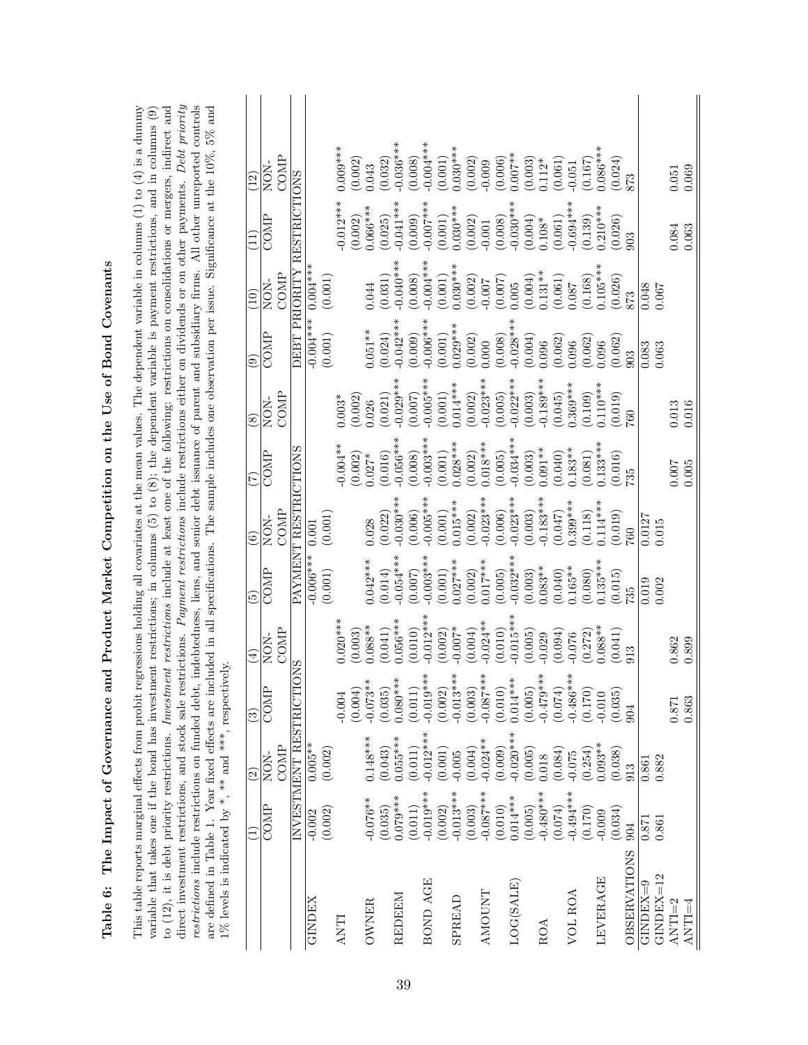# Table 6: The Impact of Governance and Product Market Competition on the Use of Bond Covenants

This table reports marginal effects from probit regressions holding all covariates at the mean values. The dependent variable in columns (1) to (4) is a dummy variable that takes one if the bond has investment restrictions; in columns (5) to (8); the dependent variable is payment restrictions, and in columns (9) to (12), it is debt priority restrictions. *Investment restrictions* include at least one of the following: restrictions on consolidations or mergers, indirect and direct investment restrictions, and stock sale restrictions. *Payment restrictions* include restrictions either on dividends or on other payments. *Debt priority restrictions* include restrictions on funded debt, indebtedness, liens, and senior debt issuance of parent and subsidiary firms. All other unreported controls are defined in Table 1. Year fixed effects are included in all specifications. The sample includes one observation per issue. Significance at the 10%, 5% and 1% levels is indicated by *, ** and ***, respectively.

| | (1) | (2) | (3) | (4) | (5) | (6) | (7) | (8) | (9) | (10) | (11) | (12) |
|---|---|---|---|---|---|---|---|---|---|---|---|---|
| | COMP | NON-COMP | COMP | NON-COMP | COMP | NON-COMP | COMP | NON-COMP | COMP | NON-COMP | COMP | NON-COMP |
| | INVESTMENT RESTRICTIONS | | | | PAYMENT RESTRICTIONS | | | | DEBT PRIORITY RESTRICTIONS | | | |
| GINDEX | -0.002 | 0.005** | | | -0.006*** | 0.001 | | | -0.004*** | 0.004*** | | |
| | (0.002) | (0.002) | | | (0.001) | (0.001) | | | (0.001) | (0.001) | | |
| ANTI | | | -0.004 | 0.020*** | | | -0.004** | 0.003* | | | -0.012*** | 0.009*** |
| | | | (0.004) | (0.003) | | | (0.002) | (0.002) | | | (0.002) | (0.002) |
| OWNER | -0.076** | 0.148*** | -0.073** | 0.088** | 0.042*** | 0.028 | 0.027* | 0.026 | 0.051** | 0.044 | 0.066*** | 0.043 |
| | (0.035) | (0.043) | (0.035) | (0.041) | (0.014) | (0.022) | (0.016) | (0.021) | (0.024) | (0.031) | (0.025) | (0.032) |
| REDEEM | 0.079*** | 0.055*** | 0.080*** | 0.056*** | -0.054*** | -0.030*** | -0.056*** | -0.029*** | -0.042*** | -0.040*** | -0.041*** | -0.036*** |
| | (0.011) | (0.011) | (0.011) | (0.010) | (0.007) | (0.006) | (0.008) | (0.007) | (0.009) | (0.008) | (0.009) | (0.008) |
| BOND AGE | -0.019*** | -0.012*** | -0.019*** | -0.012*** | -0.003*** | -0.005*** | -0.003*** | -0.005*** | -0.006*** | -0.004*** | -0.007*** | -0.004*** |
| | (0.002) | (0.001) | (0.002) | (0.002) | (0.001) | (0.001) | (0.001) | (0.001) | (0.001) | (0.001) | (0.001) | (0.001) |
| SPREAD | -0.013*** | -0.005 | -0.013*** | -0.007* | 0.027*** | 0.015*** | 0.028*** | 0.014*** | 0.029*** | 0.030*** | 0.030*** | 0.030*** |
| | (0.003) | (0.004) | (0.003) | (0.004) | (0.002) | (0.002) | (0.002) | (0.002) | (0.002) | (0.002) | (0.002) | (0.002) |
| AMOUNT | -0.087*** | -0.024** | -0.087*** | -0.024** | 0.017*** | -0.023*** | 0.018*** | -0.023*** | 0.000 | -0.007 | -0.001 | -0.009 |
| | (0.010) | (0.009) | (0.010) | (0.010) | (0.005) | (0.006) | (0.005) | (0.005) | (0.008) | (0.007) | (0.008) | (0.006) |
| LOG(SALE) | 0.014*** | -0.020*** | 0.014*** | -0.015*** | -0.032*** | -0.023*** | -0.034*** | -0.022*** | -0.028*** | 0.005 | -0.030*** | 0.007** |
| | (0.005) | (0.005) | (0.005) | (0.005) | (0.003) | (0.003) | (0.003) | (0.003) | (0.004) | (0.004) | (0.004) | (0.003) |
| ROA | -0.480*** | 0.018 | -0.479*** | -0.029 | 0.083** | -0.183*** | 0.091** | -0.189*** | 0.096 | 0.131** | 0.108* | 0.112* |
| | (0.074) | (0.084) | (0.074) | (0.094) | (0.040) | (0.047) | (0.040) | (0.045) | (0.062) | (0.061) | (0.061) | (0.061) |
| VOL ROA | -0.494*** | -0.075 | -0.486*** | -0.076 | 0.165** | 0.399*** | 0.183** | 0.369*** | 0.096 | 0.087 | -0.694*** | -0.051 |
| | (0.170) | (0.254) | (0.170) | (0.272) | (0.080) | (0.118) | (0.081) | (0.109) | (0.062) | (0.168) | (0.139) | (0.167) |
| LEVERAGE | -0.009 | 0.093** | -0.010 | 0.088** | 0.135*** | 0.114*** | 0.133*** | 0.110*** | 0.096 | 0.105*** | 0.210*** | 0.086*** |
| | (0.034) | (0.038) | (0.035) | (0.041) | (0.015) | (0.019) | (0.016) | (0.019) | (0.062) | (0.026) | (0.026) | (0.024) |
| OBSERVATIONS | 904 | 913 | 904 | 913 | 735 | 760 | 735 | 760 | 903 | 873 | 903 | 873 |
| GINDEX=9 | 0.871 | 0.861 | | | 0.019 | 0.0127 | | | 0.083 | 0.048 | | |
| GINDEX=12 | 0.861 | 0.882 | | | 0.002 | 0.015 | | | 0.063 | 0.067 | | |
| ANTI=2 | | | 0.871 | 0.862 | | | 0.007 | 0.013 | | | 0.084 | 0.051 |
| ANTI=4 | | | 0.863 | 0.899 | | | 0.005 | 0.016 | | | 0.063 | 0.069 |